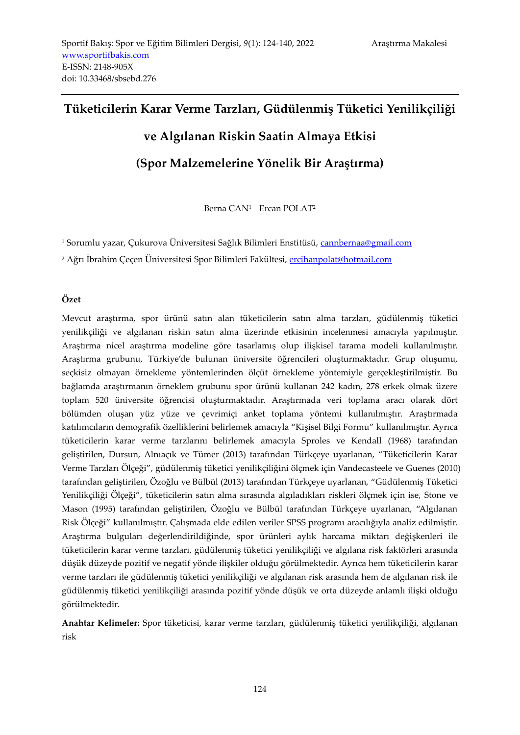Sportif Bakış: Spor ve Eğitim Bilimleri Dergisi, *9*(1): 124-140, 2022 Araştırma Makalesi
www.sportifbakis.com
E-ISSN: 2148-905X
doi: 10.33468/sbsebd.276

# Tüketicilerin Karar Verme Tarzları, Güdülenmiş Tüketici Yenilikçiliği ve Algılanan Riskin Saatin Almaya Etkisi (Spor Malzemelerine Yönelik Bir Araştırma)

Berna CAN[1] Ercan POLAT[2]

[1] Sorumlu yazar, Çukurova Üniversitesi Sağlık Bilimleri Enstitüsü, cannbernaa@gmail.com

[2] Ağrı İbrahim Çeçen Üniversitesi Spor Bilimleri Fakültesi, ercihanpolat@hotmail.com

**Özet**

Mevcut araştırma, spor ürünü satın alan tüketicilerin satın alma tarzları, güdülenmiş tüketici yenilikçiliği ve algılanan riskin satın alma üzerinde etkisinin incelenmesi amacıyla yapılmıştır. Araştırma nicel araştırma modeline göre tasarlamış olup ilişkisel tarama modeli kullanılmıştır. Araştırma grubunu, Türkiye'de bulunan üniversite öğrencileri oluşturmaktadır. Grup oluşumu, seçkisiz olmayan örnekleme yöntemlerinden ölçüt örnekleme yöntemiyle gerçekleştirilmiştir. Bu bağlamda araştırmanın örneklem grubunu spor ürünü kullanan 242 kadın, 278 erkek olmak üzere toplam 520 üniversite öğrencisi oluşturmaktadır. Araştırmada veri toplama aracı olarak dört bölümden oluşan yüz yüze ve çevrimiçi anket toplama yöntemi kullanılmıştır. Araştırmada katılımcıların demografik özelliklerini belirlemek amacıyla "Kişisel Bilgi Formu" kullanılmıştır. Ayrıca tüketicilerin karar verme tarzlarını belirlemek amacıyla Sproles ve Kendall (1968) tarafından geliştirilen, Dursun, Alnıaçık ve Tümer (2013) tarafından Türkçeye uyarlanan, "Tüketicilerin Karar Verme Tarzları Ölçeği", güdülenmiş tüketici yenilikçiliğini ölçmek için Vandecasteele ve Guenes (2010) tarafından geliştirilen, Özoğlu ve Bülbül (2013) tarafından Türkçeye uyarlanan, "Güdülenmiş Tüketici Yenilikçiliği Ölçeği", tüketicilerin satın alma sırasında algıladıkları riskleri ölçmek için ise, Stone ve Mason (1995) tarafından geliştirilen, Özoğlu ve Bülbül tarafından Türkçeye uyarlanan, "Algılanan Risk Ölçeği" kullanılmıştır. Çalışmada elde edilen veriler SPSS programı aracılığıyla analiz edilmiştir. Araştırma bulguları değerlendirildiğinde, spor ürünleri aylık harcama miktarı değişkenleri ile tüketicilerin karar verme tarzları, güdülenmiş tüketici yenilikçiliği ve algılana risk faktörleri arasında düşük düzeyde pozitif ve negatif yönde ilişkiler olduğu görülmektedir. Ayrıca hem tüketicilerin karar verme tarzları ile güdülenmiş tüketici yenilikçiliği ve algılanan risk arasında hem de algılanan risk ile güdülenmiş tüketici yenilikçiliği arasında pozitif yönde düşük ve orta düzeyde anlamlı ilişki olduğu görülmektedir.

**Anahtar Kelimeler:** Spor tüketicisi, karar verme tarzları, güdülenmiş tüketici yenilikçiliği, algılanan risk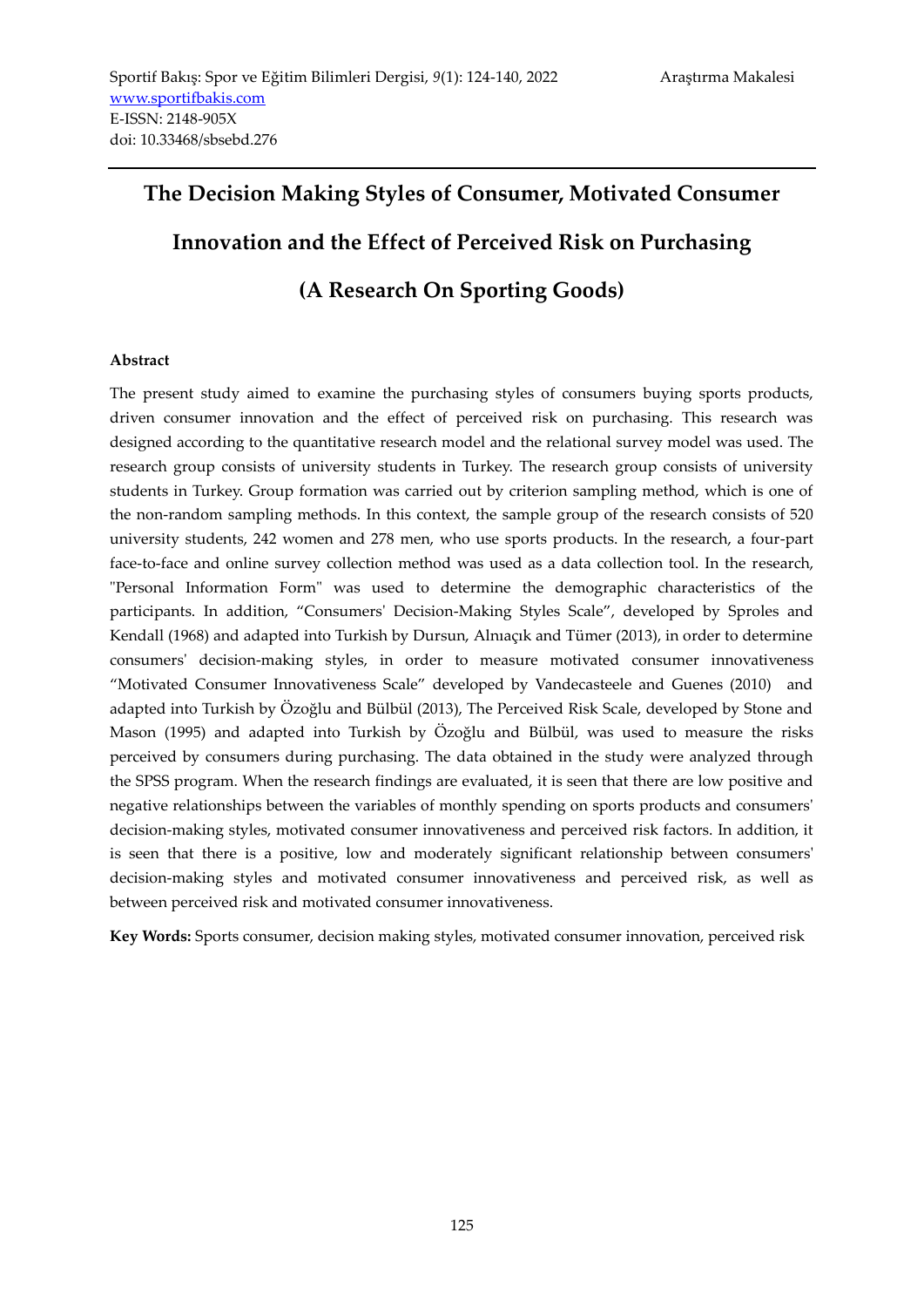# The Decision Making Styles of Consumer, Motivated Consumer Innovation and the Effect of Perceived Risk on Purchasing (A Research On Sporting Goods)

**Abstract**

The present study aimed to examine the purchasing styles of consumers buying sports products, driven consumer innovation and the effect of perceived risk on purchasing. This research was designed according to the quantitative research model and the relational survey model was used. The research group consists of university students in Turkey. The research group consists of university students in Turkey. Group formation was carried out by criterion sampling method, which is one of the non-random sampling methods. In this context, the sample group of the research consists of 520 university students, 242 women and 278 men, who use sports products. In the research, a four-part face-to-face and online survey collection method was used as a data collection tool. In the research, "Personal Information Form" was used to determine the demographic characteristics of the participants. In addition, "Consumers' Decision-Making Styles Scale", developed by Sproles and Kendall (1968) and adapted into Turkish by Dursun, Alnıaçık and Tümer (2013), in order to determine consumers' decision-making styles, in order to measure motivated consumer innovativeness "Motivated Consumer Innovativeness Scale" developed by Vandecasteele and Guenes (2010) and adapted into Turkish by Özoğlu and Bülbül (2013), The Perceived Risk Scale, developed by Stone and Mason (1995) and adapted into Turkish by Özoğlu and Bülbül, was used to measure the risks perceived by consumers during purchasing. The data obtained in the study were analyzed through the SPSS program. When the research findings are evaluated, it is seen that there are low positive and negative relationships between the variables of monthly spending on sports products and consumers' decision-making styles, motivated consumer innovativeness and perceived risk factors. In addition, it is seen that there is a positive, low and moderately significant relationship between consumers' decision-making styles and motivated consumer innovativeness and perceived risk, as well as between perceived risk and motivated consumer innovativeness.

**Key Words:** Sports consumer, decision making styles, motivated consumer innovation, perceived risk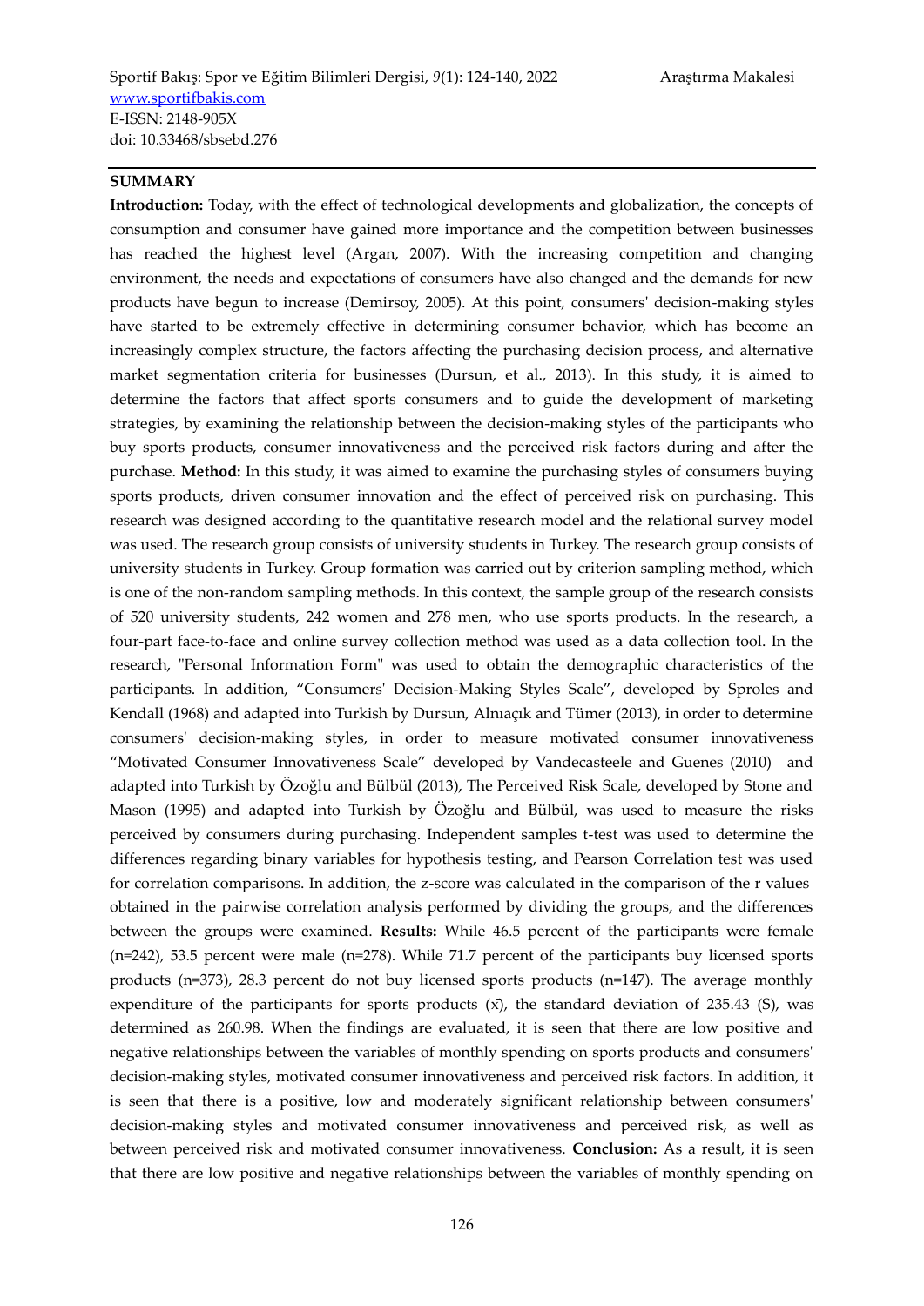## SUMMARY

**Introduction:** Today, with the effect of technological developments and globalization, the concepts of consumption and consumer have gained more importance and the competition between businesses has reached the highest level (Argan, 2007). With the increasing competition and changing environment, the needs and expectations of consumers have also changed and the demands for new products have begun to increase (Demirsoy, 2005). At this point, consumers' decision-making styles have started to be extremely effective in determining consumer behavior, which has become an increasingly complex structure, the factors affecting the purchasing decision process, and alternative market segmentation criteria for businesses (Dursun, et al., 2013). In this study, it is aimed to determine the factors that affect sports consumers and to guide the development of marketing strategies, by examining the relationship between the decision-making styles of the participants who buy sports products, consumer innovativeness and the perceived risk factors during and after the purchase. **Method:** In this study, it was aimed to examine the purchasing styles of consumers buying sports products, driven consumer innovation and the effect of perceived risk on purchasing. This research was designed according to the quantitative research model and the relational survey model was used. The research group consists of university students in Turkey. The research group consists of university students in Turkey. Group formation was carried out by criterion sampling method, which is one of the non-random sampling methods. In this context, the sample group of the research consists of 520 university students, 242 women and 278 men, who use sports products. In the research, a four-part face-to-face and online survey collection method was used as a data collection tool. In the research, "Personal Information Form" was used to obtain the demographic characteristics of the participants. In addition, "Consumers' Decision-Making Styles Scale", developed by Sproles and Kendall (1968) and adapted into Turkish by Dursun, Alnıaçık and Tümer (2013), in order to determine consumers' decision-making styles, in order to measure motivated consumer innovativeness "Motivated Consumer Innovativeness Scale" developed by Vandecasteele and Guenes (2010) and adapted into Turkish by Özoğlu and Bülbül (2013), The Perceived Risk Scale, developed by Stone and Mason (1995) and adapted into Turkish by Özoğlu and Bülbül, was used to measure the risks perceived by consumers during purchasing. Independent samples t-test was used to determine the differences regarding binary variables for hypothesis testing, and Pearson Correlation test was used for correlation comparisons. In addition, the z-score was calculated in the comparison of the r values obtained in the pairwise correlation analysis performed by dividing the groups, and the differences between the groups were examined. **Results:** While 46.5 percent of the participants were female (n=242), 53.5 percent were male (n=278). While 71.7 percent of the participants buy licensed sports products (n=373), 28.3 percent do not buy licensed sports products (n=147). The average monthly expenditure of the participants for sports products ($\bar{x}$), the standard deviation of 235.43 (S), was determined as 260.98. When the findings are evaluated, it is seen that there are low positive and negative relationships between the variables of monthly spending on sports products and consumers' decision-making styles, motivated consumer innovativeness and perceived risk factors. In addition, it is seen that there is a positive, low and moderately significant relationship between consumers' decision-making styles and motivated consumer innovativeness and perceived risk, as well as between perceived risk and motivated consumer innovativeness. **Conclusion:** As a result, it is seen that there are low positive and negative relationships between the variables of monthly spending on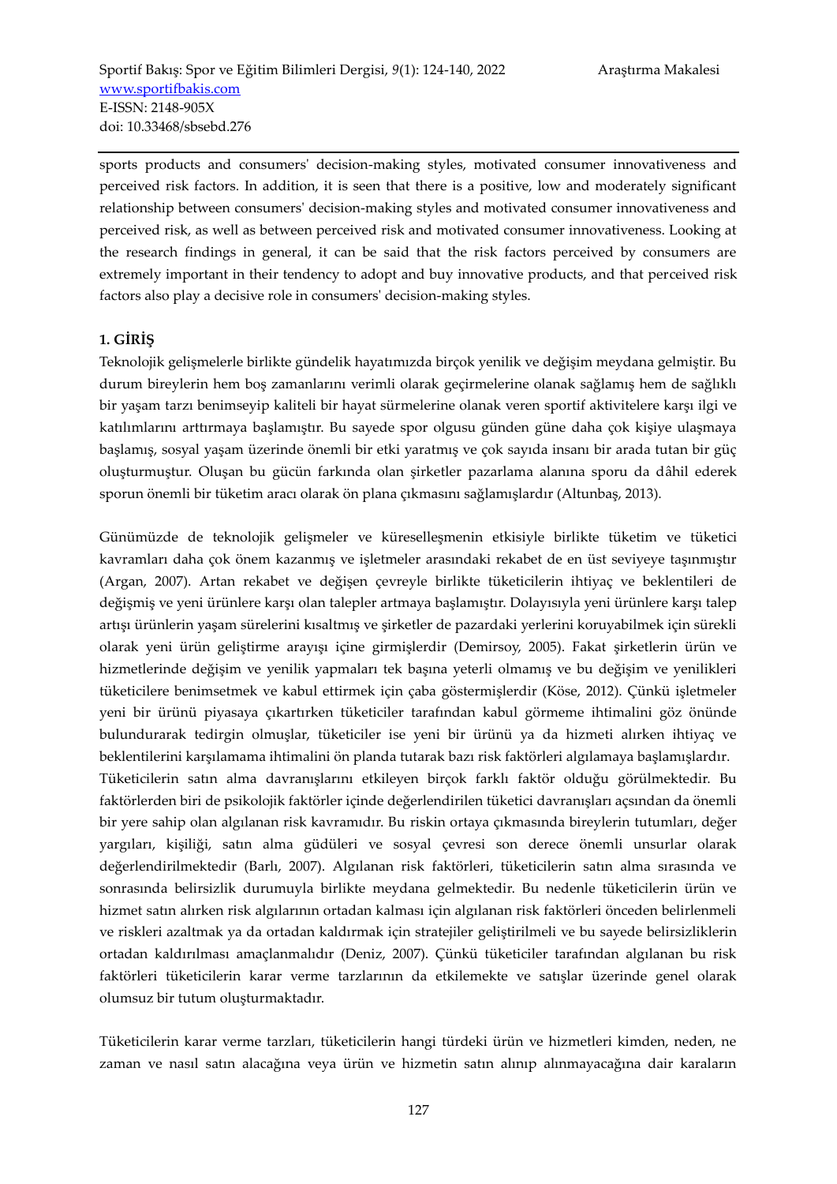sports products and consumers' decision-making styles, motivated consumer innovativeness and perceived risk factors. In addition, it is seen that there is a positive, low and moderately significant relationship between consumers' decision-making styles and motivated consumer innovativeness and perceived risk, as well as between perceived risk and motivated consumer innovativeness. Looking at the research findings in general, it can be said that the risk factors perceived by consumers are extremely important in their tendency to adopt and buy innovative products, and that perceived risk factors also play a decisive role in consumers' decision-making styles.

## 1. GİRİŞ

Teknolojik gelişmelerle birlikte gündelik hayatımızda birçok yenilik ve değişim meydana gelmiştir. Bu durum bireylerin hem boş zamanlarını verimli olarak geçirmelerine olanak sağlamış hem de sağlıklı bir yaşam tarzı benimseyip kaliteli bir hayat sürmelerine olanak veren sportif aktivitelere karşı ilgi ve katılımlarını arttırmaya başlamıştır. Bu sayede spor olgusu günden güne daha çok kişiye ulaşmaya başlamış, sosyal yaşam üzerinde önemli bir etki yaratmış ve çok sayıda insanı bir arada tutan bir güç oluşturmuştur. Oluşan bu gücün farkında olan şirketler pazarlama alanına sporu da dâhil ederek sporun önemli bir tüketim aracı olarak ön plana çıkmasını sağlamışlardır (Altunbaş, 2013).

Günümüzde de teknolojik gelişmeler ve küreselleşmenin etkisiyle birlikte tüketim ve tüketici kavramları daha çok önem kazanmış ve işletmeler arasındaki rekabet de en üst seviyeye taşınmıştır (Argan, 2007). Artan rekabet ve değişen çevreyle birlikte tüketicilerin ihtiyaç ve beklentileri de değişmiş ve yeni ürünlere karşı olan talepler artmaya başlamıştır. Dolayısıyla yeni ürünlere karşı talep artışı ürünlerin yaşam sürelerini kısaltmış ve şirketler de pazardaki yerlerini koruyabilmek için sürekli olarak yeni ürün geliştirme arayışı içine girmişlerdir (Demirsoy, 2005). Fakat şirketlerin ürün ve hizmetlerinde değişim ve yenilik yapmaları tek başına yeterli olmamış ve bu değişim ve yenilikleri tüketicilere benimsetmek ve kabul ettirmek için çaba göstermişlerdir (Köse, 2012). Çünkü işletmeler yeni bir ürünü piyasaya çıkartırken tüketiciler tarafından kabul görmeme ihtimalini göz önünde bulundurarak tedirgin olmuşlar, tüketiciler ise yeni bir ürünü ya da hizmeti alırken ihtiyaç ve beklentilerini karşılamama ihtimalini ön planda tutarak bazı risk faktörleri algılamaya başlamışlardır.

Tüketicilerin satın alma davranışlarını etkileyen birçok farklı faktör olduğu görülmektedir. Bu faktörlerden biri de psikolojik faktörler içinde değerlendirilen tüketici davranışları açısından da önemli bir yere sahip olan algılanan risk kavramıdır. Bu riskin ortaya çıkmasında bireylerin tutumları, değer yargıları, kişiliği, satın alma güdüleri ve sosyal çevresi son derece önemli unsurlar olarak değerlendirilmektedir (Barlı, 2007). Algılanan risk faktörleri, tüketicilerin satın alma sırasında ve sonrasında belirsizlik durumuyla birlikte meydana gelmektedir. Bu nedenle tüketicilerin ürün ve hizmet satın alırken risk algılarının ortadan kalkması için algılanan risk faktörleri önceden belirlenmeli ve riskleri azaltmak ya da ortadan kaldırmak için stratejiler geliştirilmeli ve bu sayede belirsizliklerin ortadan kaldırılması amaçlanmalıdır (Deniz, 2007). Çünkü tüketiciler tarafından algılanan bu risk faktörleri tüketicilerin karar verme tarzlarının da etkilemekte ve satışlar üzerinde genel olarak olumsuz bir tutum oluşturmaktadır.

Tüketicilerin karar verme tarzları, tüketicilerin hangi türdeki ürün ve hizmetleri kimden, neden, ne zaman ve nasıl satın alacağına veya ürün ve hizmetin satın alınıp alınmayacağına dair karaların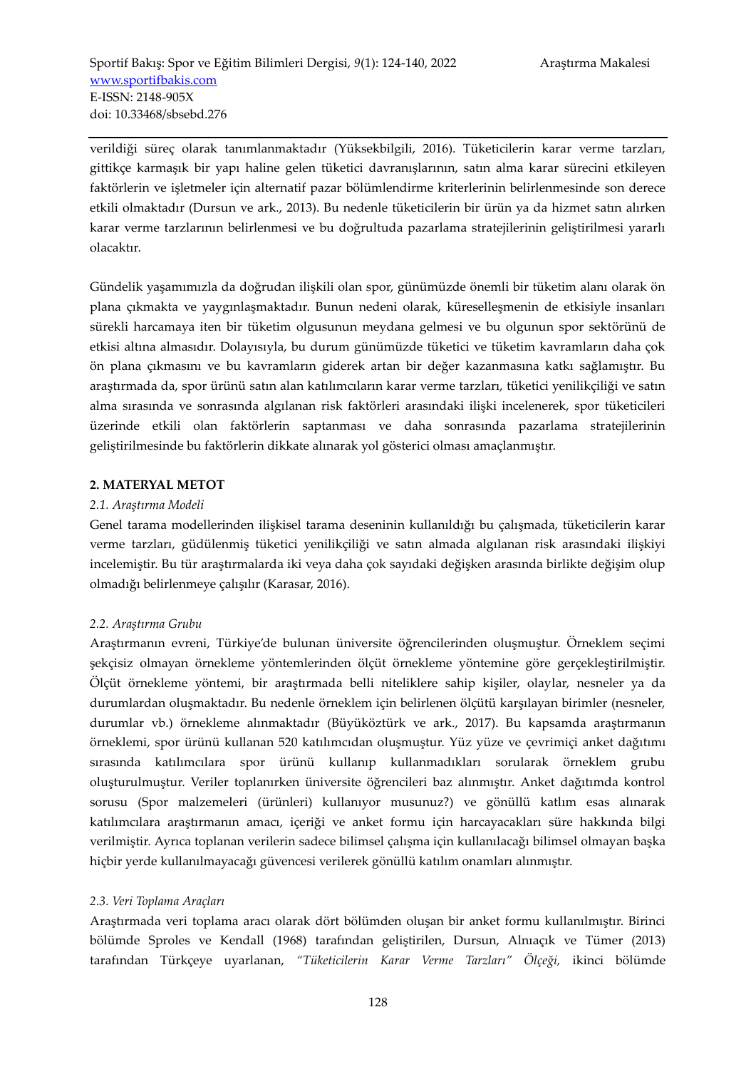verildiği süreç olarak tanımlanmaktadır (Yüksekbilgili, 2016). Tüketicilerin karar verme tarzları, gittikçe karmaşık bir yapı haline gelen tüketici davranışlarının, satın alma karar sürecini etkileyen faktörlerin ve işletmeler için alternatif pazar bölümlendirme kriterlerinin belirlenmesinde son derece etkili olmaktadır (Dursun ve ark., 2013). Bu nedenle tüketicilerin bir ürün ya da hizmet satın alırken karar verme tarzlarının belirlenmesi ve bu doğrultuda pazarlama stratejilerinin geliştirilmesi yararlı olacaktır.

Gündelik yaşamımızla da doğrudan ilişkili olan spor, günümüzde önemli bir tüketim alanı olarak ön plana çıkmakta ve yaygınlaşmaktadır. Bunun nedeni olarak, küreselleşmenin de etkisiyle insanları sürekli harcamaya iten bir tüketim olgusunun meydana gelmesi ve bu olgunun spor sektörünü de etkisi altına almasıdır. Dolayısıyla, bu durum günümüzde tüketici ve tüketim kavramların daha çok ön plana çıkmasını ve bu kavramların giderek artan bir değer kazanmasına katkı sağlamıştır. Bu araştırmada da, spor ürünü satın alan katılımcıların karar verme tarzları, tüketici yenilikçiliği ve satın alma sırasında ve sonrasında algılanan risk faktörleri arasındaki ilişki incelenerek, spor tüketicileri üzerinde etkili olan faktörlerin saptanması ve daha sonrasında pazarlama stratejilerinin geliştirilmesinde bu faktörlerin dikkate alınarak yol gösterici olması amaçlanmıştır.

## 2. MATERYAL METOT

### *2.1. Araştırma Modeli*

Genel tarama modellerinden ilişkisel tarama deseninin kullanıldığı bu çalışmada, tüketicilerin karar verme tarzları, güdülenmiş tüketici yenilikçiliği ve satın almada algılanan risk arasındaki ilişkiyi incelemiştir. Bu tür araştırmalarda iki veya daha çok sayıdaki değişken arasında birlikte değişim olup olmadığı belirlenmeye çalışılır (Karasar, 2016).

### *2.2. Araştırma Grubu*

Araştırmanın evreni, Türkiye'de bulunan üniversite öğrencilerinden oluşmuştur. Örneklem seçimi şekçisiz olmayan örnekleme yöntemlerinden ölçüt örnekleme yöntemine göre gerçekleştirilmiştir. Ölçüt örnekleme yöntemi, bir araştırmada belli niteliklere sahip kişiler, olaylar, nesneler ya da durumlardan oluşmaktadır. Bu nedenle örneklem için belirlenen ölçütü karşılayan birimler (nesneler, durumlar vb.) örnekleme alınmaktadır (Büyüköztürk ve ark., 2017). Bu kapsamda araştırmanın örneklemi, spor ürünü kullanan 520 katılımcıdan oluşmuştur. Yüz yüze ve çevrimiçi anket dağıtımı sırasında katılımcılara spor ürünü kullanıp kullanmadıkları sorularak örneklem grubu oluşturulmuştur. Veriler toplanırken üniversite öğrencileri baz alınmıştır. Anket dağıtımda kontrol sorusu (Spor malzemeleri (ürünleri) kullanıyor musunuz?) ve gönüllü katlım esas alınarak katılımcılara araştırmanın amacı, içeriği ve anket formu için harcayacakları süre hakkında bilgi verilmiştir. Ayrıca toplanan verilerin sadece bilimsel çalışma için kullanılacağı bilimsel olmayan başka hiçbir yerde kullanılmayacağı güvencesi verilerek gönüllü katılım onamları alınmıştır.

### *2.3. Veri Toplama Araçları*

Araştırmada veri toplama aracı olarak dört bölümden oluşan bir anket formu kullanılmıştır. Birinci bölümde Sproles ve Kendall (1968) tarafından geliştirilen, Dursun, Alnıaçık ve Tümer (2013) tarafından Türkçeye uyarlanan, *"Tüketicilerin Karar Verme Tarzları" Ölçeği,* ikinci bölümde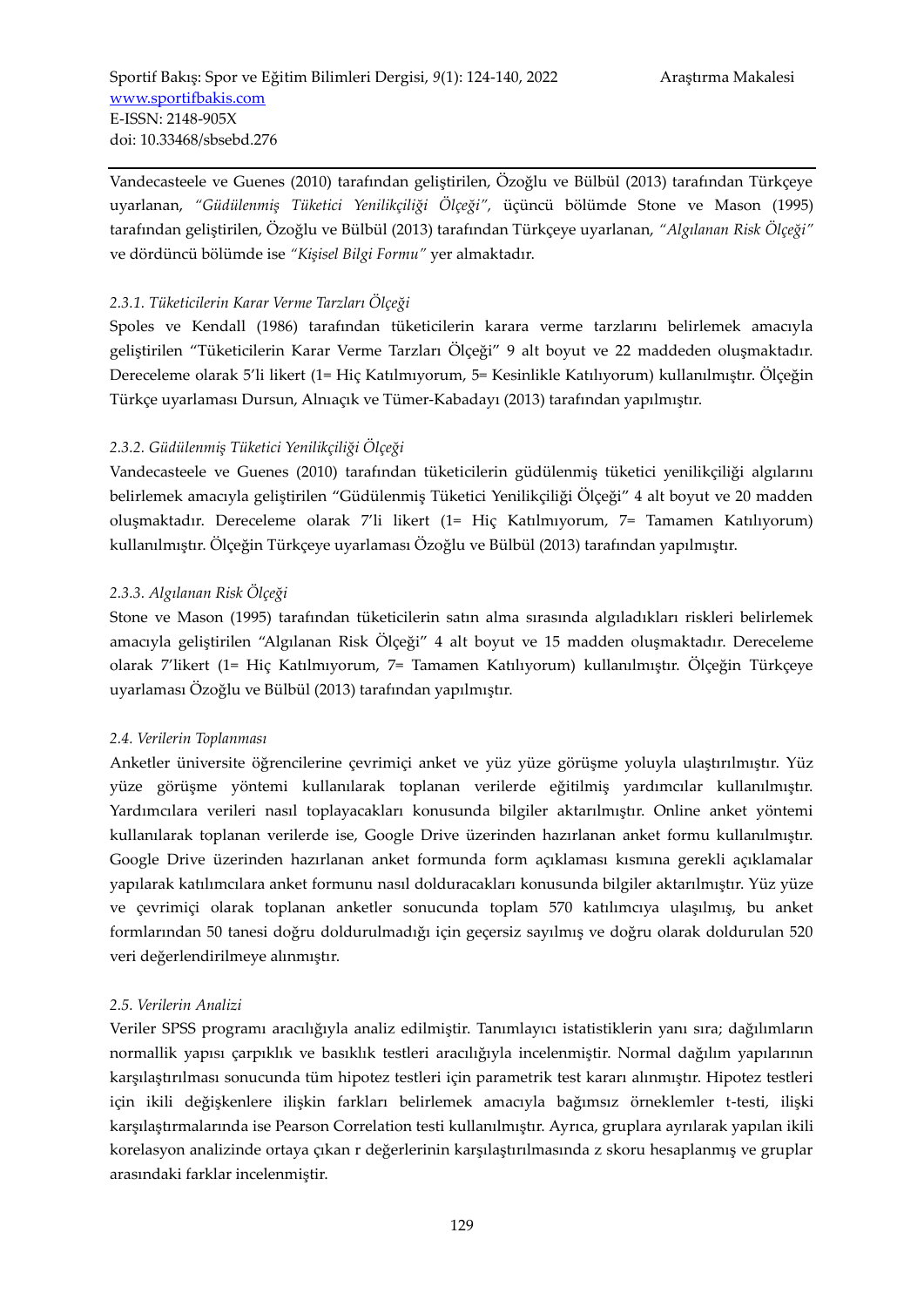Vandecasteele ve Guenes (2010) tarafından geliştirilen, Özoğlu ve Bülbül (2013) tarafından Türkçeye uyarlanan, *"Güdülenmiş Tüketici Yenilikçiliği Ölçeği"*, üçüncü bölümde Stone ve Mason (1995) tarafından geliştirilen, Özoğlu ve Bülbül (2013) tarafından Türkçeye uyarlanan, *"Algılanan Risk Ölçeği"* ve dördüncü bölümde ise *"Kişisel Bilgi Formu"* yer almaktadır.

#### *2.3.1. Tüketicilerin Karar Verme Tarzları Ölçeği*

Spoles ve Kendall (1986) tarafından tüketicilerin karara verme tarzlarını belirlemek amacıyla geliştirilen "Tüketicilerin Karar Verme Tarzları Ölçeği" 9 alt boyut ve 22 maddeden oluşmaktadır. Dereceleme olarak 5'li likert (1= Hiç Katılmıyorum, 5= Kesinlikle Katılıyorum) kullanılmıştır. Ölçeğin Türkçe uyarlaması Dursun, Alnıaçık ve Tümer-Kabadayı (2013) tarafından yapılmıştır.

#### *2.3.2. Güdülenmiş Tüketici Yenilikçiliği Ölçeği*

Vandecasteele ve Guenes (2010) tarafından tüketicilerin güdülenmiş tüketici yenilikçiliği algılarını belirlemek amacıyla geliştirilen "Güdülenmiş Tüketici Yenilikçiliği Ölçeği" 4 alt boyut ve 20 madden oluşmaktadır. Dereceleme olarak 7'li likert (1= Hiç Katılmıyorum, 7= Tamamen Katılıyorum) kullanılmıştır. Ölçeğin Türkçeye uyarlaması Özoğlu ve Bülbül (2013) tarafından yapılmıştır.

#### *2.3.3. Algılanan Risk Ölçeği*

Stone ve Mason (1995) tarafından tüketicilerin satın alma sırasında algıladıkları riskleri belirlemek amacıyla geliştirilen "Algılanan Risk Ölçeği" 4 alt boyut ve 15 madden oluşmaktadır. Dereceleme olarak 7'likert (1= Hiç Katılmıyorum, 7= Tamamen Katılıyorum) kullanılmıştır. Ölçeğin Türkçeye uyarlaması Özoğlu ve Bülbül (2013) tarafından yapılmıştır.

### *2.4. Verilerin Toplanması*

Anketler üniversite öğrencilerine çevrimiçi anket ve yüz yüze görüşme yoluyla ulaştırılmıştır. Yüz yüze görüşme yöntemi kullanılarak toplanan verilerde eğitilmiş yardımcılar kullanılmıştır. Yardımcılara verileri nasıl toplayacakları konusunda bilgiler aktarılmıştır. Online anket yöntemi kullanılarak toplanan verilerde ise, Google Drive üzerinden hazırlanan anket formu kullanılmıştır. Google Drive üzerinden hazırlanan anket formunda form açıklaması kısmına gerekli açıklamalar yapılarak katılımcılara anket formunu nasıl dolduracakları konusunda bilgiler aktarılmıştır. Yüz yüze ve çevrimiçi olarak toplanan anketler sonucunda toplam 570 katılımcıya ulaşılmış, bu anket formlarından 50 tanesi doğru doldurulmadığı için geçersiz sayılmış ve doğru olarak doldurulan 520 veri değerlendirilmeye alınmıştır.

### *2.5. Verilerin Analizi*

Veriler SPSS programı aracılığıyla analiz edilmiştir. Tanımlayıcı istatistiklerin yanı sıra; dağılımların normallik yapısı çarpıklık ve basıklık testleri aracılığıyla incelenmiştir. Normal dağılım yapılarının karşılaştırılması sonucunda tüm hipotez testleri için parametrik test kararı alınmıştır. Hipotez testleri için ikili değişkenlere ilişkin farkları belirlemek amacıyla bağımsız örneklemler t-testi, ilişki karşılaştırmalarında ise Pearson Correlation testi kullanılmıştır. Ayrıca, gruplara ayrılarak yapılan ikili korelasyon analizinde ortaya çıkan r değerlerinin karşılaştırılmasında z skoru hesaplanmış ve gruplar arasındaki farklar incelenmiştir.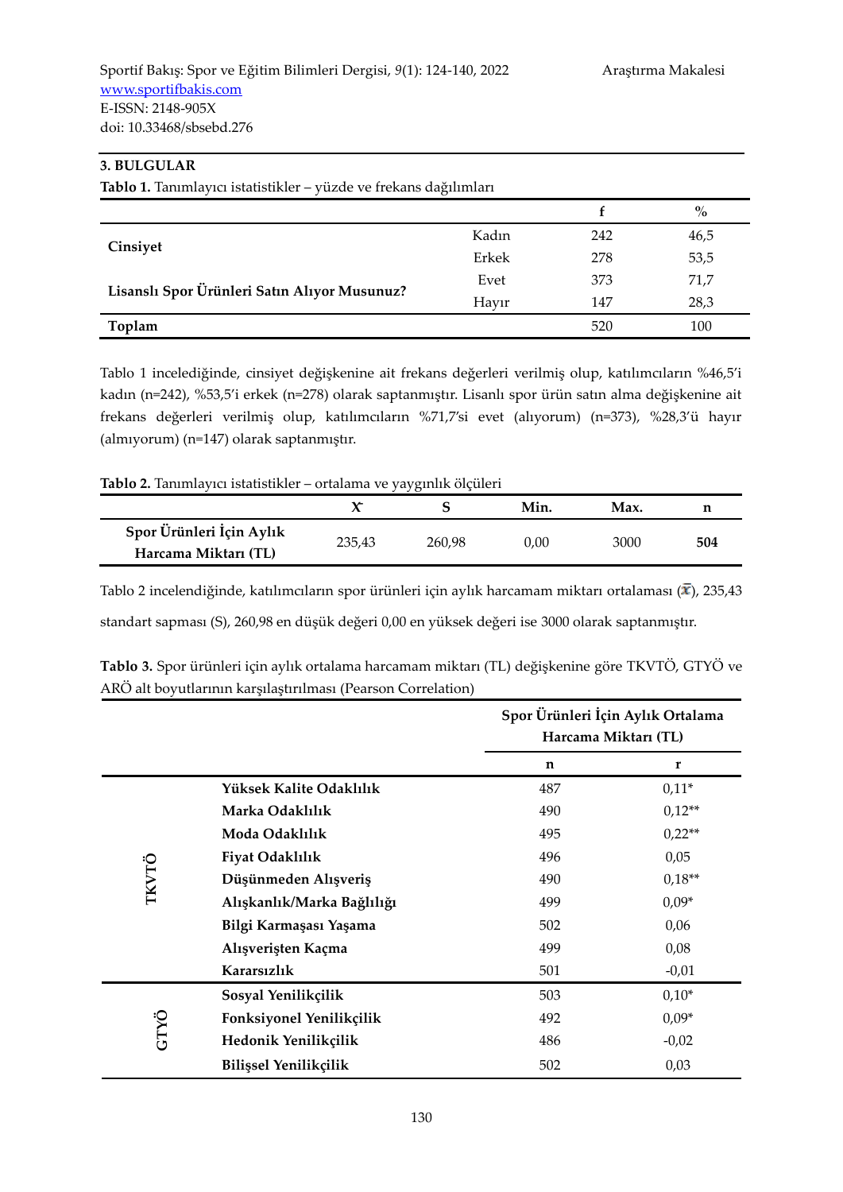## 3. BULGULAR

**Tablo 1.** Tanımlayıcı istatistikler – yüzde ve frekans dağılımları

| | | f | % |
|---|---|---|---|
| **Cinsiyet** | Kadın | 242 | 46,5 |
| | Erkek | 278 | 53,5 |
| **Lisanslı Spor Ürünleri Satın Alıyor Musunuz?** | Evet | 373 | 71,7 |
| | Hayır | 147 | 28,3 |
| **Toplam** | | 520 | 100 |

Tablo 1 incelediğinde, cinsiyet değişkenine ait frekans değerleri verilmiş olup, katılımcıların %46,5'i kadın (n=242), %53,5'i erkek (n=278) olarak saptanmıştır. Lisanlı spor ürün satın alma değişkenine ait frekans değerleri verilmiş olup, katılımcıların %71,7'si evet (alıyorum) (n=373), %28,3'ü hayır (almıyorum) (n=147) olarak saptanmıştır.

**Tablo 2.** Tanımlayıcı istatistikler – ortalama ve yaygınlık ölçüleri

| | $\bar{X}$ | S | Min. | Max. | n |
|---|---|---|---|---|---|
| **Spor Ürünleri İçin Aylık Harcama Miktarı (TL)** | 235,43 | 260,98 | 0,00 | 3000 | **504** |

Tablo 2 incelendiğinde, katılımcıların spor ürünleri için aylık harcamam miktarı ortalaması ($\bar{x}$), 235,43 standart sapması (S), 260,98 en düşük değeri 0,00 en yüksek değeri ise 3000 olarak saptanmıştır.

**Tablo 3.** Spor ürünleri için aylık ortalama harcamam miktarı (TL) değişkenine göre TKVTÖ, GTYÖ ve ARÖ alt boyutlarının karşılaştırılması (Pearson Correlation)

| | | Spor Ürünleri İçin Aylık Ortalama Harcama Miktarı (TL) | |
|---|---|---|---|
| | | **n** | **r** |
| **TKVTÖ** | **Yüksek Kalite Odaklılık** | 487 | 0,11* |
| | **Marka Odaklılık** | 490 | 0,12** |
| | **Moda Odaklılık** | 495 | 0,22** |
| | **Fiyat Odaklılık** | 496 | 0,05 |
| | **Düşünmeden Alışveriş** | 490 | 0,18** |
| | **Alışkanlık/Marka Bağlılığı** | 499 | 0,09* |
| | **Bilgi Karmaşası Yaşama** | 502 | 0,06 |
| | **Alışverişten Kaçma** | 499 | 0,08 |
| | **Kararsızlık** | 501 | -0,01 |
| **GTYÖ** | **Sosyal Yenilikçilik** | 503 | 0,10* |
| | **Fonksiyonel Yenilikçilik** | 492 | 0,09* |
| | **Hedonik Yenilikçilik** | 486 | -0,02 |
| | **Bilişsel Yenilikçilik** | 502 | 0,03 |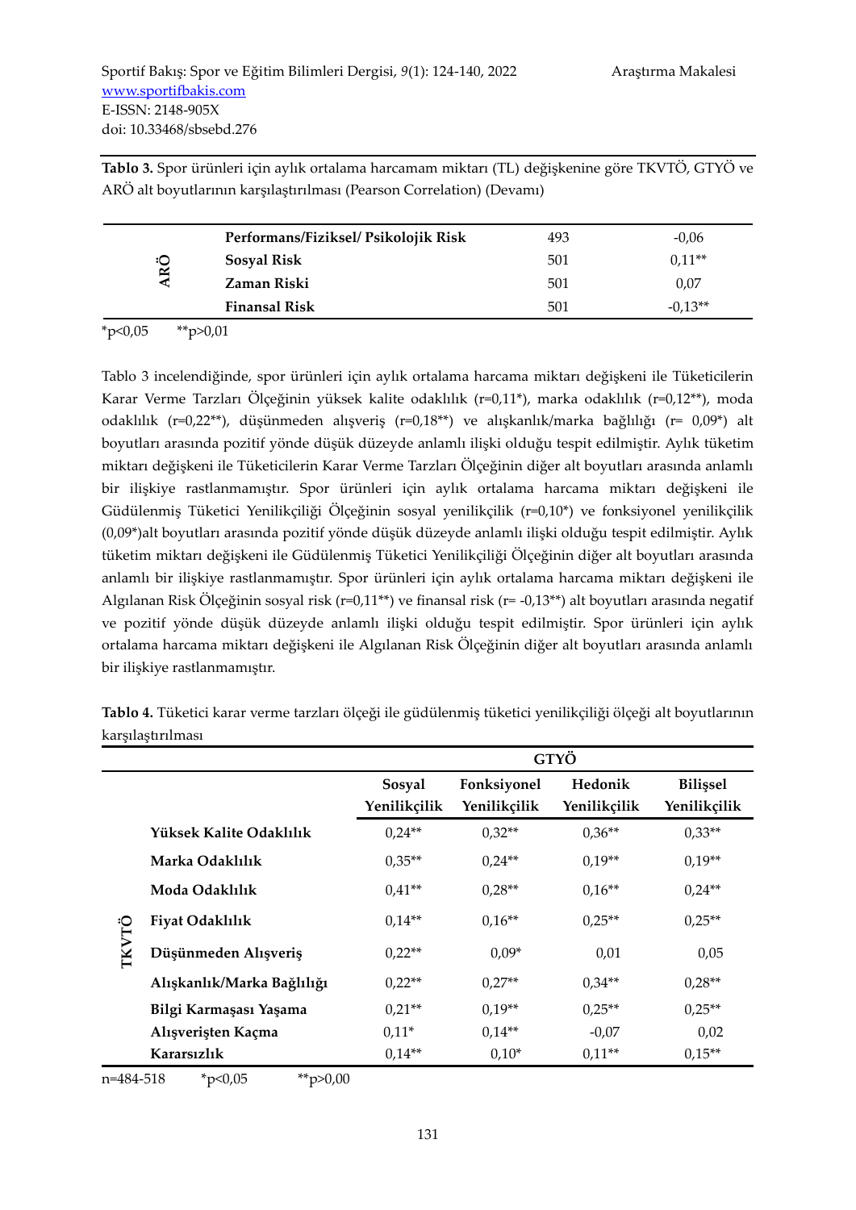**Tablo 3.** Spor ürünleri için aylık ortalama harcamam miktarı (TL) değişkenine göre TKVTÖ, GTYÖ ve ARÖ alt boyutlarının karşılaştırılması (Pearson Correlation) (Devamı)

| | | | |
|---|---|---|---|
| ARÖ | **Performans/Fiziksel/ Psikolojik Risk** | 493 | -0,06 |
| | **Sosyal Risk** | 501 | 0,11** |
| | **Zaman Riski** | 501 | 0,07 |
| | **Finansal Risk** | 501 | -0,13** |

*p<0,05 **p>0,01

Tablo 3 incelendiğinde, spor ürünleri için aylık ortalama harcama miktarı değişkeni ile Tüketicilerin Karar Verme Tarzları Ölçeğinin yüksek kalite odaklılık (r=0,11*), marka odaklılık (r=0,12**), moda odaklılık (r=0,22**), düşünmeden alışveriş (r=0,18**) ve alışkanlık/marka bağlılığı (r= 0,09*) alt boyutları arasında pozitif yönde düşük düzeyde anlamlı ilişki olduğu tespit edilmiştir. Aylık tüketim miktarı değişkeni ile Tüketicilerin Karar Verme Tarzları Ölçeğinin diğer alt boyutları arasında anlamlı bir ilişkiye rastlanmamıştır. Spor ürünleri için aylık ortalama harcama miktarı değişkeni ile Güdülenmiş Tüketici Yenilikçiliği Ölçeğinin sosyal yenilikçilik (r=0,10*) ve fonksiyonel yenilikçilik (0,09*)alt boyutları arasında pozitif yönde düşük düzeyde anlamlı ilişki olduğu tespit edilmiştir. Aylık tüketim miktarı değişkeni ile Güdülenmiş Tüketici Yenilikçiliği Ölçeğinin diğer alt boyutları arasında anlamlı bir ilişkiye rastlanmamıştır. Spor ürünleri için aylık ortalama harcama miktarı değişkeni ile Algılanan Risk Ölçeğinin sosyal risk (r=0,11**) ve finansal risk (r= -0,13**) alt boyutları arasında negatif ve pozitif yönde düşük düzeyde anlamlı ilişki olduğu tespit edilmiştir. Spor ürünleri için aylık ortalama harcama miktarı değişkeni ile Algılanan Risk Ölçeğinin diğer alt boyutları arasında anlamlı bir ilişkiye rastlanmamıştır.

**Tablo 4.** Tüketici karar verme tarzları ölçeği ile güdülenmiş tüketici yenilikçiliği ölçeği alt boyutlarının karşılaştırılması

| | | GTYÖ | | | |
|---|---|---|---|---|---|
| | | **Sosyal Yenilikçilik** | **Fonksiyonel Yenilikçilik** | **Hedonik Yenilikçilik** | **Bilişsel Yenilikçilik** |
| TKVTÖ | **Yüksek Kalite Odaklılık** | 0,24** | 0,32** | 0,36** | 0,33** |
| | **Marka Odaklılık** | 0,35** | 0,24** | 0,19** | 0,19** |
| | **Moda Odaklılık** | 0,41** | 0,28** | 0,16** | 0,24** |
| | **Fiyat Odaklılık** | 0,14** | 0,16** | 0,25** | 0,25** |
| | **Düşünmeden Alışveriş** | 0,22** | 0,09* | 0,01 | 0,05 |
| | **Alışkanlık/Marka Bağlılığı** | 0,22** | 0,27** | 0,34** | 0,28** |
| | **Bilgi Karmaşası Yaşama** | 0,21** | 0,19** | 0,25** | 0,25** |
| | **Alışverişten Kaçma** | 0,11* | 0,14** | -0,07 | 0,02 |
| | **Kararsızlık** | 0,14** | 0,10* | 0,11** | 0,15** |

n=484-518 *p<0,05 **p>0,00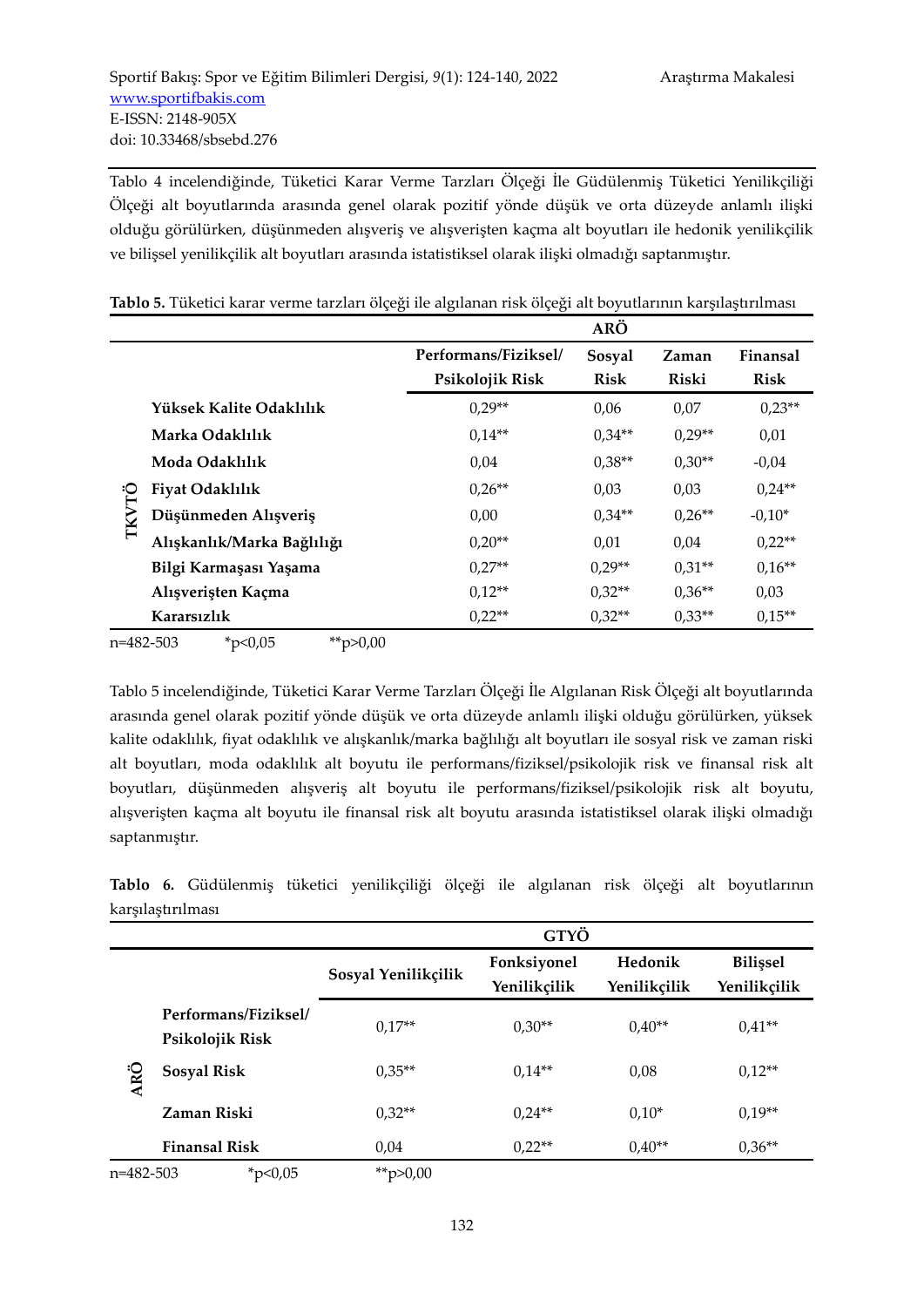Tablo 4 incelendiğinde, Tüketici Karar Verme Tarzları Ölçeği İle Güdülenmiş Tüketici Yenilikçiliği Ölçeği alt boyutlarında arasında genel olarak pozitif yönde düşük ve orta düzeyde anlamlı ilişki olduğu görülürken, düşünmeden alışveriş ve alışverişten kaçma alt boyutları ile hedonik yenilikçilik ve bilişsel yenilikçilik alt boyutları arasında istatistiksel olarak ilişki olmadığı saptanmıştır.

**Tablo 5.** Tüketici karar verme tarzları ölçeği ile algılanan risk ölçeği alt boyutlarının karşılaştırılması

| | | ARÖ | | | |
|---|---|---|---|---|---|
| | | **Performans/Fiziksel/ Psikolojik Risk** | **Sosyal Risk** | **Zaman Riski** | **Finansal Risk** |
| **TKVTÖ** | **Yüksek Kalite Odaklılık** | 0,29** | 0,06 | 0,07 | 0,23** |
| | **Marka Odaklılık** | 0,14** | 0,34** | 0,29** | 0,01 |
| | **Moda Odaklılık** | 0,04 | 0,38** | 0,30** | -0,04 |
| | **Fiyat Odaklılık** | 0,26** | 0,03 | 0,03 | 0,24** |
| | **Düşünmeden Alışveriş** | 0,00 | 0,34** | 0,26** | -0,10* |
| | **Alışkanlık/Marka Bağlılığı** | 0,20** | 0,01 | 0,04 | 0,22** |
| | **Bilgi Karmaşası Yaşama** | 0,27** | 0,29** | 0,31** | 0,16** |
| | **Alışverişten Kaçma** | 0,12** | 0,32** | 0,36** | 0,03 |
| | **Kararsızlık** | 0,22** | 0,32** | 0,33** | 0,15** |

n=482-503 *p<0,05 **p>0,00

Tablo 5 incelendiğinde, Tüketici Karar Verme Tarzları Ölçeği İle Algılanan Risk Ölçeği alt boyutlarında arasında genel olarak pozitif yönde düşük ve orta düzeyde anlamlı ilişki olduğu görülürken, yüksek kalite odaklılık, fiyat odaklılık ve alışkanlık/marka bağlılığı alt boyutları ile sosyal risk ve zaman riski alt boyutları, moda odaklılık alt boyutu ile performans/fiziksel/psikolojik risk ve finansal risk alt boyutları, düşünmeden alışveriş alt boyutu ile performans/fiziksel/psikolojik risk alt boyutu, alışverişten kaçma alt boyutu ile finansal risk alt boyutu arasında istatistiksel olarak ilişki olmadığı saptanmıştır.

**Tablo 6.** Güdülenmiş tüketici yenilikçiliği ölçeği ile algılanan risk ölçeği alt boyutlarının karşılaştırılması

| | | GTYÖ | | | |
|---|---|---|---|---|---|
| | | **Sosyal Yenilikçilik** | **Fonksiyonel Yenilikçilik** | **Hedonik Yenilikçilik** | **Bilişsel Yenilikçilik** |
| **ARÖ** | **Performans/Fiziksel/ Psikolojik Risk** | 0,17** | 0,30** | 0,40** | 0,41** |
| | **Sosyal Risk** | 0,35** | 0,14** | 0,08 | 0,12** |
| | **Zaman Riski** | 0,32** | 0,24** | 0,10* | 0,19** |
| | **Finansal Risk** | 0,04 | 0,22** | 0,40** | 0,36** |

n=482-503 *p<0,05 **p>0,00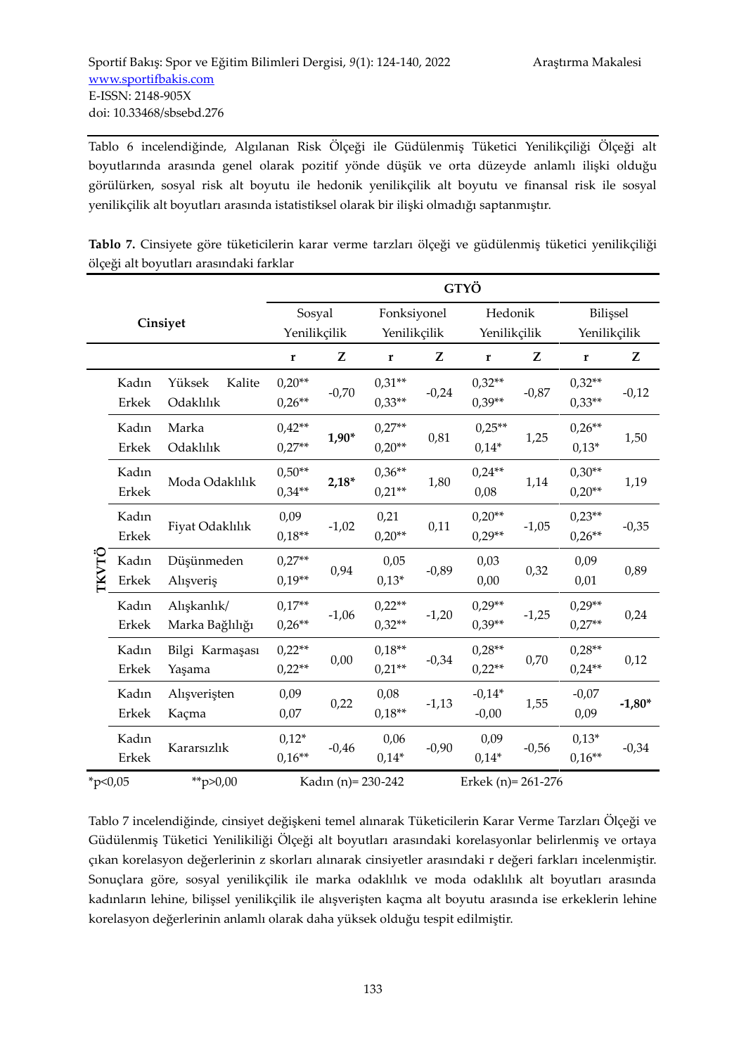Tablo 6 incelendiğinde, Algılanan Risk Ölçeği ile Güdülenmiş Tüketici Yenilikçiliği Ölçeği alt boyutlarında arasında genel olarak pozitif yönde düşük ve orta düzeyde anlamlı ilişki olduğu görülürken, sosyal risk alt boyutu ile hedonik yenilikçilik alt boyutu ve finansal risk ile sosyal yenilikçilik alt boyutları arasında istatistiksel olarak bir ilişki olmadığı saptanmıştır.

**Tablo 7.** Cinsiyete göre tüketicilerin karar verme tarzları ölçeği ve güdülenmiş tüketici yenilikçiliği ölçeği alt boyutları arasındaki farklar

| | Cinsiyet | | GTYÖ | | | | | | | |
|---|---|---|---|---|---|---|---|---|---|---|
| | | | Sosyal Yenilikçilik | | Fonksiyonel Yenilikçilik | | Hedonik Yenilikçilik | | Bilişsel Yenilikçilik | |
| | | | r | Z | r | Z | r | Z | r | Z |
| TKVTÖ | Kadın | Yüksek Kalite Odaklılık | 0,20** | -0,70 | 0,31** | -0,24 | 0,32** | -0,87 | 0,32** | -0,12 |
| | Erkek | | 0,26** | | 0,33** | | 0,39** | | 0,33** | |
| | Kadın | Marka Odaklılık | 0,42** | **1,90*** | 0,27** | 0,81 | 0,25** | 1,25 | 0,26** | 1,50 |
| | Erkek | | 0,27** | | 0,20** | | 0,14* | | 0,13* | |
| | Kadın | Moda Odaklılık | 0,50** | **2,18*** | 0,36** | 1,80 | 0,24** | 1,14 | 0,30** | 1,19 |
| | Erkek | | 0,34** | | 0,21** | | 0,08 | | 0,20** | |
| | Kadın | Fiyat Odaklılık | 0,09 | -1,02 | 0,21 | 0,11 | 0,20** | -1,05 | 0,23** | -0,35 |
| | Erkek | | 0,18** | | 0,20** | | 0,29** | | 0,26** | |
| | Kadın | Düşünmeden Alışveriş | 0,27** | 0,94 | 0,05 | -0,89 | 0,03 | 0,32 | 0,09 | 0,89 |
| | Erkek | | 0,19** | | 0,13* | | 0,00 | | 0,01 | |
| | Kadın | Alışkanlık/ Marka Bağlılığı | 0,17** | -1,06 | 0,22** | -1,20 | 0,29** | -1,25 | 0,29** | 0,24 |
| | Erkek | | 0,26** | | 0,32** | | 0,39** | | 0,27** | |
| | Kadın | Bilgi Karmaşası Yaşama | 0,22** | 0,00 | 0,18** | -0,34 | 0,28** | 0,70 | 0,28** | 0,12 |
| | Erkek | | 0,22** | | 0,21** | | 0,22** | | 0,24** | |
| | Kadın | Alışverişten Kaçma | 0,09 | 0,22 | 0,08 | -1,13 | -0,14* | 1,55 | -0,07 | **-1,80*** |
| | Erkek | | 0,07 | | 0,18** | | -0,00 | | 0,09 | |
| | Kadın | Kararsızlık | 0,12* | -0,46 | 0,06 | -0,90 | 0,09 | -0,56 | 0,13* | -0,34 |
| | Erkek | | 0,16** | | 0,14* | | 0,14* | | 0,16** | |

*p<0,05 **p>0,00 Kadın (n)= 230-242 Erkek (n)= 261-276

Tablo 7 incelendiğinde, cinsiyet değişkeni temel alınarak Tüketicilerin Karar Verme Tarzları Ölçeği ve Güdülenmiş Tüketici Yenilikiliği Ölçeği alt boyutları arasındaki korelasyonlar belirlenmiş ve ortaya çıkan korelasyon değerlerinin z skorları alınarak cinsiyetler arasındaki r değeri farkları incelenmiştir. Sonuçlara göre, sosyal yenilikçilik ile marka odaklılık ve moda odaklılık alt boyutları arasında kadınların lehine, bilişsel yenilikçilik ile alışverişten kaçma alt boyutu arasında ise erkeklerin lehine korelasyon değerlerinin anlamlı olarak daha yüksek olduğu tespit edilmiştir.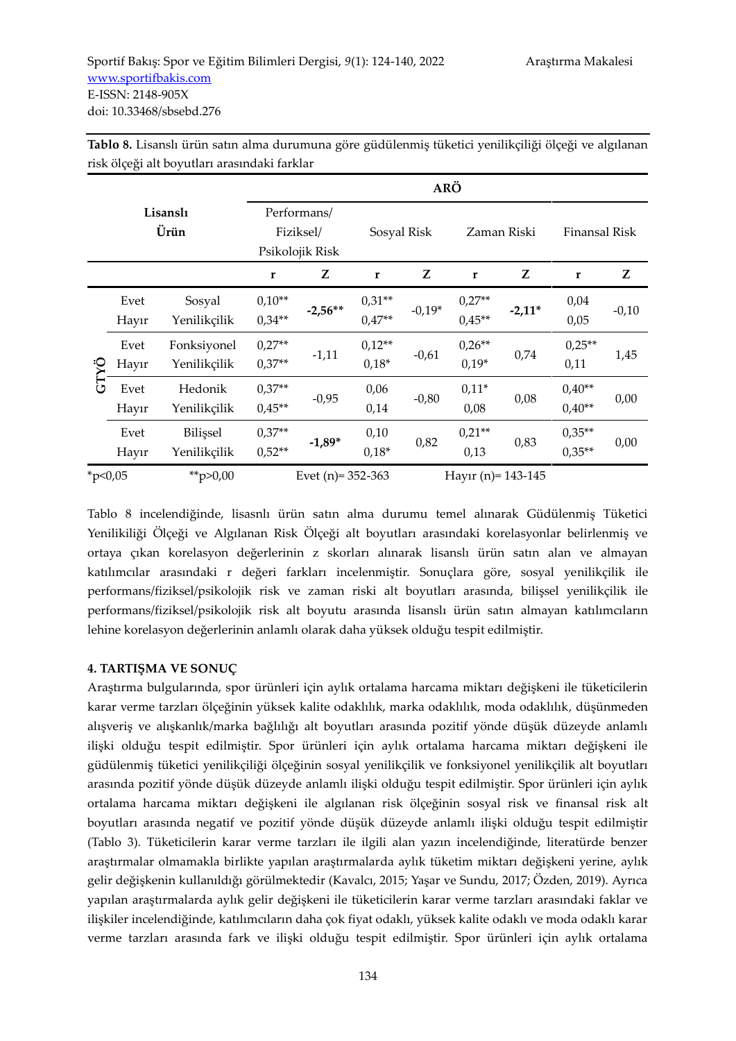**Tablo 8.** Lisanslı ürün satın alma durumuna göre güdülenmiş tüketici yenilikçiliği ölçeği ve algılanan risk ölçeği alt boyutları arasındaki farklar

| | Lisanslı Ürün | | ARÖ | | | | | | | |
|---|---|---|---|---|---|---|---|---|---|---|
| | | | Performans/ Fiziksel/ Psikolojik Risk | | Sosyal Risk | | Zaman Riski | | Finansal Risk | |
| | | | r | Z | r | Z | r | Z | r | Z |
| GTYÖ | Evet<br>Hayır | Sosyal Yenilikçilik | 0,10**<br>0,34** | **-2,56**** | 0,31**<br>0,47** | -0,19* | 0,27**<br>0,45** | **-2,11*** | 0,04<br>0,05 | -0,10 |
| | Evet<br>Hayır | Fonksiyonel Yenilikçilik | 0,27**<br>0,37** | -1,11 | 0,12**<br>0,18* | -0,61 | 0,26**<br>0,19* | 0,74 | 0,25**<br>0,11 | 1,45 |
| | Evet<br>Hayır | Hedonik Yenilikçilik | 0,37**<br>0,45** | -0,95 | 0,06<br>0,14 | -0,80 | 0,11*<br>0,08 | 0,08 | 0,40**<br>0,40** | 0,00 |
| | Evet<br>Hayır | Bilişsel Yenilikçilik | 0,37**<br>0,52** | **-1,89*** | 0,10<br>0,18* | 0,82 | 0,21**<br>0,13 | 0,83 | 0,35**<br>0,35** | 0,00 |

*p<0,05 **p>0,00 Evet (n)= 352-363 Hayır (n)= 143-145

Tablo 8 incelendiğinde, lisasnlı ürün satın alma durumu temel alınarak Güdülenmiş Tüketici Yenilikiliği Ölçeği ve Algılanan Risk Ölçeği alt boyutları arasındaki korelasyonlar belirlenmiş ve ortaya çıkan korelasyon değerlerinin z skorları alınarak lisanslı ürün satın alan ve almayan katılımcılar arasındaki r değeri farkları incelenmiştir. Sonuçlara göre, sosyal yenilikçilik ile performans/fiziksel/psikolojik risk ve zaman riski alt boyutları arasında, bilişsel yenilikçilik ile performans/fiziksel/psikolojik risk alt boyutu arasında lisanslı ürün satın almayan katılımcıların lehine korelasyon değerlerinin anlamlı olarak daha yüksek olduğu tespit edilmiştir.

## 4. TARTIŞMA VE SONUÇ

Araştırma bulgularında, spor ürünleri için aylık ortalama harcama miktarı değişkeni ile tüketicilerin karar verme tarzları ölçeğinin yüksek kalite odaklılık, marka odaklılık, moda odaklılık, düşünmeden alışveriş ve alışkanlık/marka bağlılığı alt boyutları arasında pozitif yönde düşük düzeyde anlamlı ilişki olduğu tespit edilmiştir. Spor ürünleri için aylık ortalama harcama miktarı değişkeni ile güdülenmiş tüketici yenilikçiliği ölçeğinin sosyal yenilikçilik ve fonksiyonel yenilikçilik alt boyutları arasında pozitif yönde düşük düzeyde anlamlı ilişki olduğu tespit edilmiştir. Spor ürünleri için aylık ortalama harcama miktarı değişkeni ile algılanan risk ölçeğinin sosyal risk ve finansal risk alt boyutları arasında negatif ve pozitif yönde düşük düzeyde anlamlı ilişki olduğu tespit edilmiştir (Tablo 3). Tüketicilerin karar verme tarzları ile ilgili alan yazın incelendiğinde, literatürde benzer araştırmalar olmamakla birlikte yapılan araştırmalarda aylık tüketim miktarı değişkeni yerine, aylık gelir değişkenin kullanıldığı görülmektedir (Kavalcı, 2015; Yaşar ve Sundu, 2017; Özden, 2019). Ayrıca yapılan araştırmalarda aylık gelir değişkeni ile tüketicilerin karar verme tarzları arasındaki faklar ve ilişkiler incelendiğinde, katılımcıların daha çok fiyat odaklı, yüksek kalite odaklı ve moda odaklı karar verme tarzları arasında fark ve ilişki olduğu tespit edilmiştir. Spor ürünleri için aylık ortalama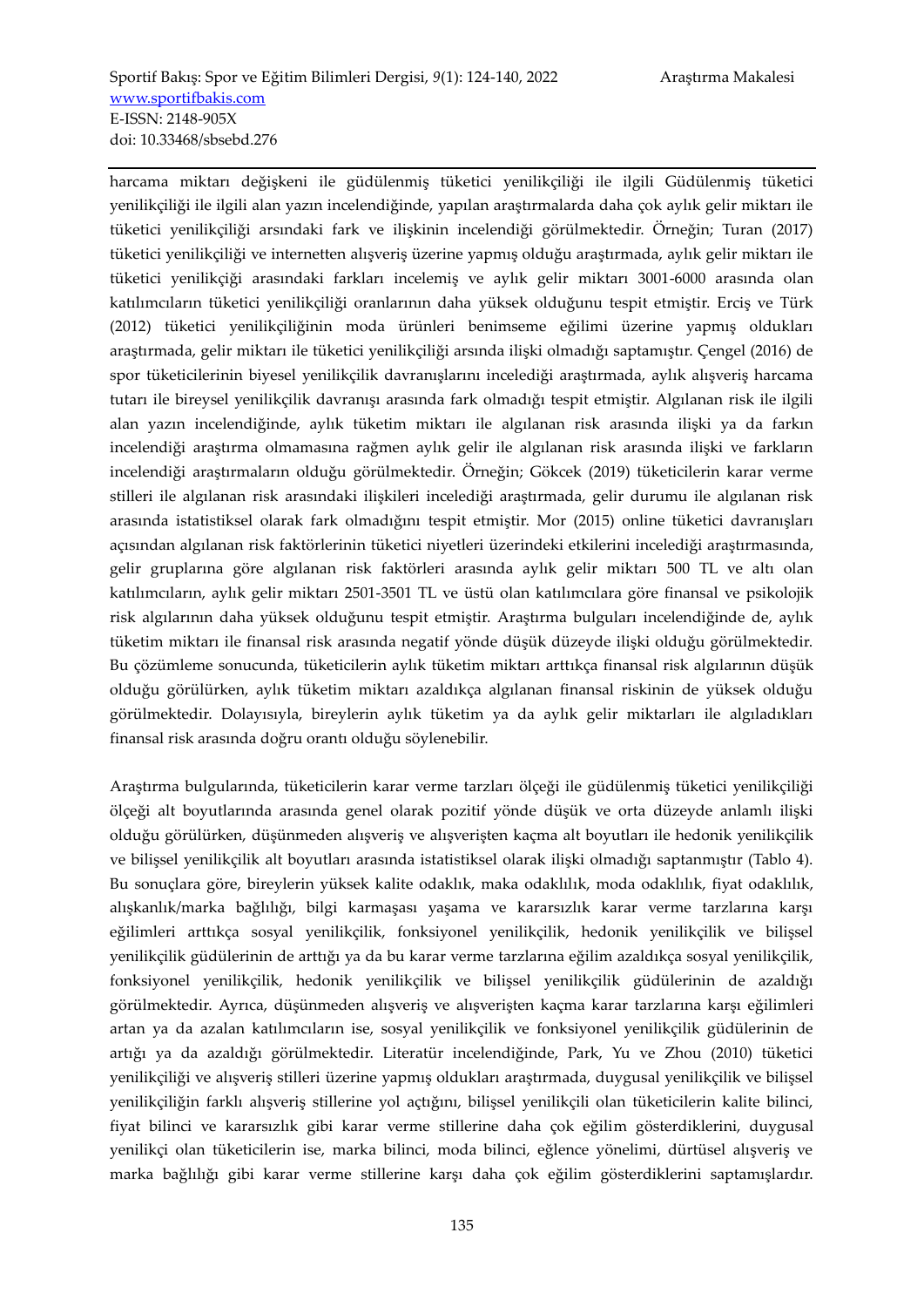harcama miktarı değişkeni ile güdülenmiş tüketici yenilikçiliği ile ilgili Güdülenmiş tüketici yenilikçiliği ile ilgili alan yazın incelendiğinde, yapılan araştırmalarda daha çok aylık gelir miktarı ile tüketici yenilikçiliği arsındaki fark ve ilişkinin incelendiği görülmektedir. Örneğin; Turan (2017) tüketici yenilikçiliği ve internetten alışveriş üzerine yapmış olduğu araştırmada, aylık gelir miktarı ile tüketici yenilikçiği arasındaki farkları incelemiş ve aylık gelir miktarı 3001-6000 arasında olan katılımcıların tüketici yenilikçiliği oranlarının daha yüksek olduğunu tespit etmiştir. Erciş ve Türk (2012) tüketici yenilikçiliğinin moda ürünleri benimseme eğilimi üzerine yapmış oldukları araştırmada, gelir miktarı ile tüketici yenilikçiliği arsında ilişki olmadığı saptamıştır. Çengel (2016) de spor tüketicilerinin biyesel yenilikçilik davranışlarını incelediği araştırmada, aylık alışveriş harcama tutarı ile bireysel yenilikçilik davranışı arasında fark olmadığı tespit etmiştir. Algılanan risk ile ilgili alan yazın incelendiğinde, aylık tüketim miktarı ile algılanan risk arasında ilişki ya da farkın incelendiği araştırma olmamasına rağmen aylık gelir ile algılanan risk arasında ilişki ve farkların incelendiği araştırmaların olduğu görülmektedir. Örneğin; Gökcek (2019) tüketicilerin karar verme stilleri ile algılanan risk arasındaki ilişkileri incelediği araştırmada, gelir durumu ile algılanan risk arasında istatistiksel olarak fark olmadığını tespit etmiştir. Mor (2015) online tüketici davranışları açısından algılanan risk faktörlerinin tüketici niyetleri üzerindeki etkilerini incelediği araştırmasında, gelir gruplarına göre algılanan risk faktörleri arasında aylık gelir miktarı 500 TL ve altı olan katılımcıların, aylık gelir miktarı 2501-3501 TL ve üstü olan katılımcılara göre finansal ve psikolojik risk algılarının daha yüksek olduğunu tespit etmiştir. Araştırma bulguları incelendiğinde de, aylık tüketim miktarı ile finansal risk arasında negatif yönde düşük düzeyde ilişki olduğu görülmektedir. Bu çözümleme sonucunda, tüketicilerin aylık tüketim miktarı arttıkça finansal risk algılarının düşük olduğu görülürken, aylık tüketim miktarı azaldıkça algılanan finansal riskinin de yüksek olduğu görülmektedir. Dolayısıyla, bireylerin aylık tüketim ya da aylık gelir miktarları ile algıladıkları finansal risk arasında doğru orantı olduğu söylenebilir.

Araştırma bulgularında, tüketicilerin karar verme tarzları ölçeği ile güdülenmiş tüketici yenilikçiliği ölçeği alt boyutlarında arasında genel olarak pozitif yönde düşük ve orta düzeyde anlamlı ilişki olduğu görülürken, düşünmeden alışveriş ve alışverişten kaçma alt boyutları ile hedonik yenilikçilik ve bilişsel yenilikçilik alt boyutları arasında istatistiksel olarak ilişki olmadığı saptanmıştır (Tablo 4). Bu sonuçlara göre, bireylerin yüksek kalite odaklık, maka odaklılık, moda odaklılık, fiyat odaklılık, alışkanlık/marka bağlılığı, bilgi karmaşası yaşama ve kararsızlık karar verme tarzlarına karşı eğilimleri arttıkça sosyal yenilikçilik, fonksiyonel yenilikçilik, hedonik yenilikçilik ve bilişsel yenilikçilik güdülerinin de arttığı ya da bu karar verme tarzlarına eğilim azaldıkça sosyal yenilikçilik, fonksiyonel yenilikçilik, hedonik yenilikçilik ve bilişsel yenilikçilik güdülerinin de azaldığı görülmektedir. Ayrıca, düşünmeden alışveriş ve alışverişten kaçma karar tarzlarına karşı eğilimleri artan ya da azalan katılımcıların ise, sosyal yenilikçilik ve fonksiyonel yenilikçilik güdülerinin de artığı ya da azaldığı görülmektedir. Literatür incelendiğinde, Park, Yu ve Zhou (2010) tüketici yenilikçiliği ve alışveriş stilleri üzerine yapmış oldukları araştırmada, duygusal yenilikçilik ve bilişsel yenilikçiliğin farklı alışveriş stillerine yol açtığını, bilişsel yenilikçili olan tüketicilerin kalite bilinci, fiyat bilinci ve kararsızlık gibi karar verme stillerine daha çok eğilim gösterdiklerini, duygusal yenilikçi olan tüketicilerin ise, marka bilinci, moda bilinci, eğlence yönelimi, dürtüsel alışveriş ve marka bağlılığı gibi karar verme stillerine karşı daha çok eğilim gösterdiklerini saptamışlardır.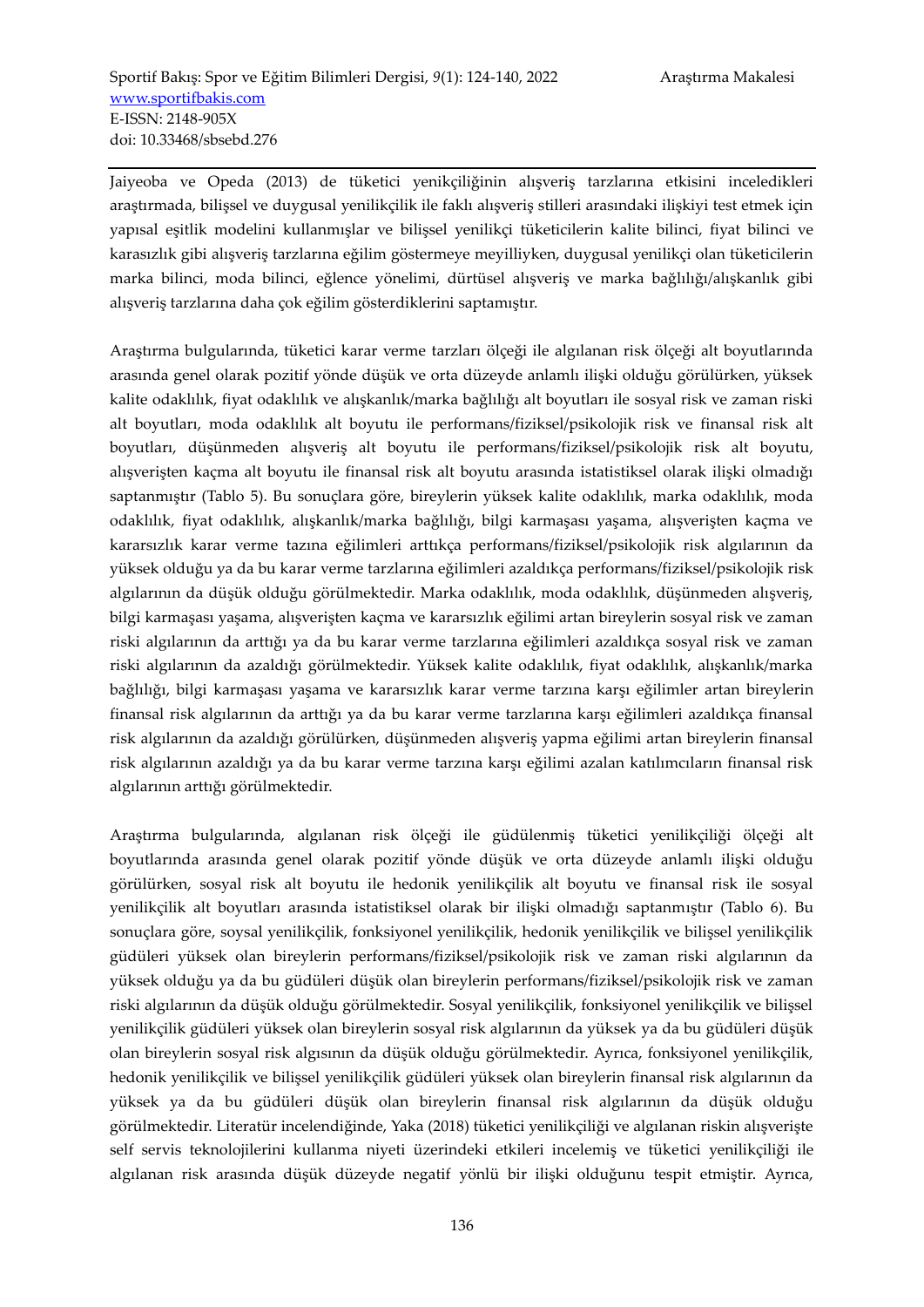Jaiyeoba ve Opeda (2013) de tüketici yenikçiliğinin alışveriş tarzlarına etkisini inceledikleri araştırmada, bilişsel ve duygusal yenilikçilik ile faklı alışveriş stilleri arasındaki ilişkiyi test etmek için yapısal eşitlik modelini kullanmışlar ve bilişsel yenilikçi tüketicilerin kalite bilinci, fiyat bilinci ve karasızlık gibi alışveriş tarzlarına eğilim göstermeye meyilliyken, duygusal yenilikçi olan tüketicilerin marka bilinci, moda bilinci, eğlence yönelimi, dürtüsel alışveriş ve marka bağlılığı/alışkanlık gibi alışveriş tarzlarına daha çok eğilim gösterdiklerini saptamıştır.

Araştırma bulgularında, tüketici karar verme tarzları ölçeği ile algılanan risk ölçeği alt boyutlarında arasında genel olarak pozitif yönde düşük ve orta düzeyde anlamlı ilişki olduğu görülürken, yüksek kalite odaklılık, fiyat odaklılık ve alışkanlık/marka bağlılığı alt boyutları ile sosyal risk ve zaman riski alt boyutları, moda odaklılık alt boyutu ile performans/fiziksel/psikolojik risk ve finansal risk alt boyutları, düşünmeden alışveriş alt boyutu ile performans/fiziksel/psikolojik risk alt boyutu, alışverişten kaçma alt boyutu ile finansal risk alt boyutu arasında istatistiksel olarak ilişki olmadığı saptanmıştır (Tablo 5). Bu sonuçlara göre, bireylerin yüksek kalite odaklılık, marka odaklılık, moda odaklılık, fiyat odaklılık, alışkanlık/marka bağlılığı, bilgi karmaşası yaşama, alışverişten kaçma ve kararsızlık karar verme tazına eğilimleri arttıkça performans/fiziksel/psikolojik risk algılarının da yüksek olduğu ya da bu karar verme tarzlarına eğilimleri azaldıkça performans/fiziksel/psikolojik risk algılarının da düşük olduğu görülmektedir. Marka odaklılık, moda odaklılık, düşünmeden alışveriş, bilgi karmaşası yaşama, alışverişten kaçma ve kararsızlık eğilimi artan bireylerin sosyal risk ve zaman riski algılarının da arttığı ya da bu karar verme tarzlarına eğilimleri azaldıkça sosyal risk ve zaman riski algılarının da azaldığı görülmektedir. Yüksek kalite odaklılık, fiyat odaklılık, alışkanlık/marka bağlılığı, bilgi karmaşası yaşama ve kararsızlık karar verme tarzına karşı eğilimler artan bireylerin finansal risk algılarının da arttığı ya da bu karar verme tarzlarına karşı eğilimleri azaldıkça finansal risk algılarının da azaldığı görülürken, düşünmeden alışveriş yapma eğilimi artan bireylerin finansal risk algılarının azaldığı ya da bu karar verme tarzına karşı eğilimi azalan katılımcıların finansal risk algılarının arttığı görülmektedir.

Araştırma bulgularında, algılanan risk ölçeği ile güdülenmiş tüketici yenilikçiliği ölçeği alt boyutlarında arasında genel olarak pozitif yönde düşük ve orta düzeyde anlamlı ilişki olduğu görülürken, sosyal risk alt boyutu ile hedonik yenilikçilik alt boyutu ve finansal risk ile sosyal yenilikçilik alt boyutları arasında istatistiksel olarak bir ilişki olmadığı saptanmıştır (Tablo 6). Bu sonuçlara göre, soysal yenilikçilik, fonksiyonel yenilikçilik, hedonik yenilikçilik ve bilişsel yenilikçilik güdüleri yüksek olan bireylerin performans/fiziksel/psikolojik risk ve zaman riski algılarının da yüksek olduğu ya da bu güdüleri düşük olan bireylerin performans/fiziksel/psikolojik risk ve zaman riski algılarının da düşük olduğu görülmektedir. Sosyal yenilikçilik, fonksiyonel yenilikçilik ve bilişsel yenilikçilik güdüleri yüksek olan bireylerin sosyal risk algılarının da yüksek ya da bu güdüleri düşük olan bireylerin sosyal risk algısının da düşük olduğu görülmektedir. Ayrıca, fonksiyonel yenilikçilik, hedonik yenilikçilik ve bilişsel yenilikçilik güdüleri yüksek olan bireylerin finansal risk algılarının da yüksek ya da bu güdüleri düşük olan bireylerin finansal risk algılarının da düşük olduğu görülmektedir. Literatür incelendiğinde, Yaka (2018) tüketici yenilikçiliği ve algılanan riskin alışverişte self servis teknolojilerini kullanma niyeti üzerindeki etkileri incelemiş ve tüketici yenilikçiliği ile algılanan risk arasında düşük düzeyde negatif yönlü bir ilişki olduğunu tespit etmiştir. Ayrıca,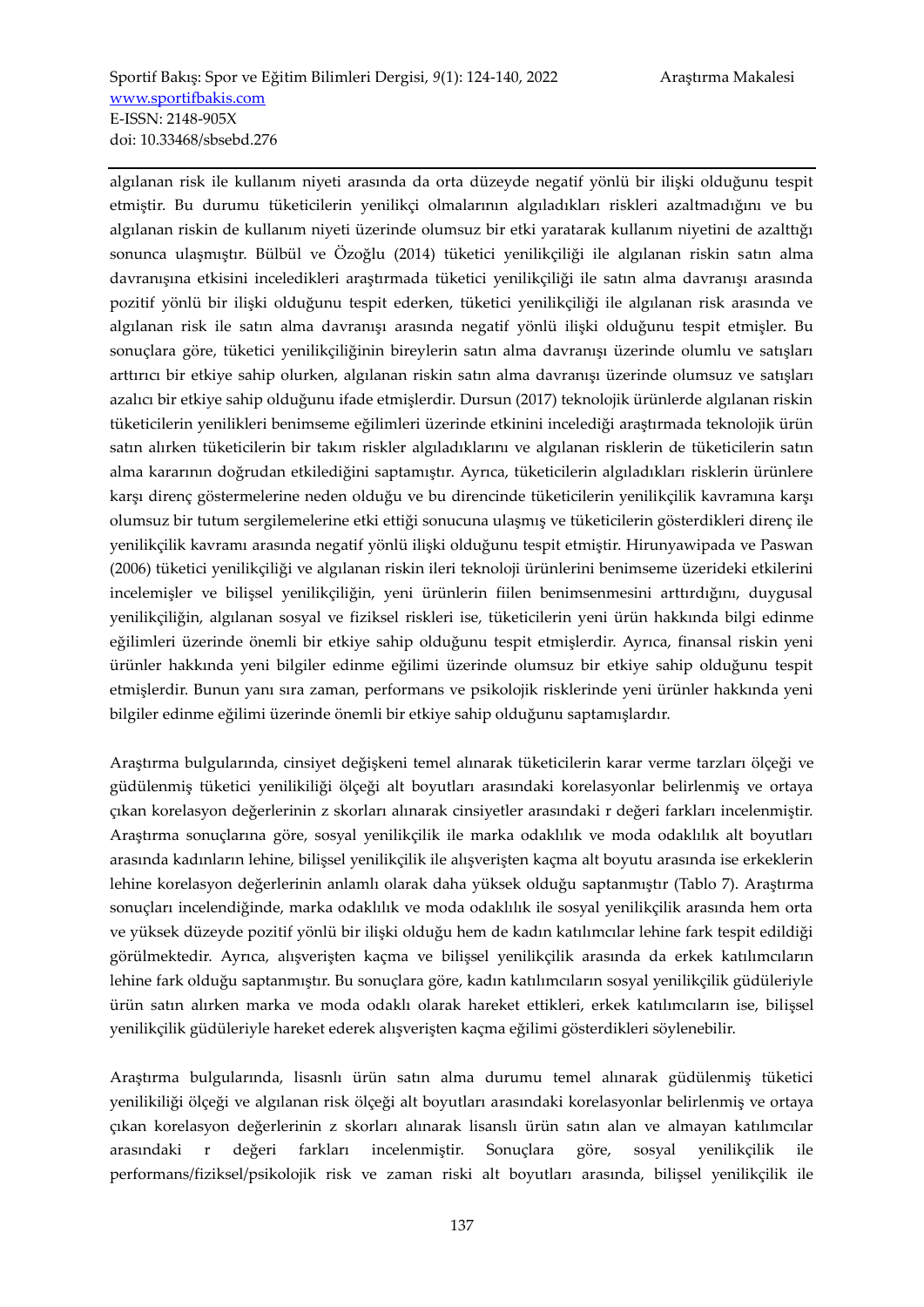algılanan risk ile kullanım niyeti arasında da orta düzeyde negatif yönlü bir ilişki olduğunu tespit etmiştir. Bu durumu tüketicilerin yenilikçi olmalarının algıladıkları riskleri azaltmadığını ve bu algılanan riskin de kullanım niyeti üzerinde olumsuz bir etki yaratarak kullanım niyetini de azalttığı sonunca ulaşmıştır. Bülbül ve Özoğlu (2014) tüketici yenilikçiliği ile algılanan riskin satın alma davranışına etkisini inceledikleri araştırmada tüketici yenilikçiliği ile satın alma davranışı arasında pozitif yönlü bir ilişki olduğunu tespit ederken, tüketici yenilikçiliği ile algılanan risk arasında ve algılanan risk ile satın alma davranışı arasında negatif yönlü ilişki olduğunu tespit etmişler. Bu sonuçlara göre, tüketici yenilikçiliğinin bireylerin satın alma davranışı üzerinde olumlu ve satışları arttırıcı bir etkiye sahip olurken, algılanan riskin satın alma davranışı üzerinde olumsuz ve satışları azalıcı bir etkiye sahip olduğunu ifade etmişlerdir. Dursun (2017) teknolojik ürünlerde algılanan riskin tüketicilerin yenilikleri benimseme eğilimleri üzerinde etkinini incelediği araştırmada teknolojik ürün satın alırken tüketicilerin bir takım riskler algıladıklarını ve algılanan risklerin de tüketicilerin satın alma kararının doğrudan etkilediğini saptamıştır. Ayrıca, tüketicilerin algıladıkları risklerin ürünlere karşı direnç göstermelerine neden olduğu ve bu direncinde tüketicilerin yenilikçilik kavramına karşı olumsuz bir tutum sergilemelerine etki ettiği sonucuna ulaşmış ve tüketicilerin gösterdikleri direnç ile yenilikçilik kavramı arasında negatif yönlü ilişki olduğunu tespit etmiştir. Hirunyawipada ve Paswan (2006) tüketici yenilikçiliği ve algılanan riskin ileri teknoloji ürünlerini benimseme üzerideki etkilerini incelemişler ve bilişsel yenilikçiliğin, yeni ürünlerin fiilen benimsenmesini arttırdığını, duygusal yenilikçiliğin, algılanan sosyal ve fiziksel riskleri ise, tüketicilerin yeni ürün hakkında bilgi edinme eğilimleri üzerinde önemli bir etkiye sahip olduğunu tespit etmişlerdir. Ayrıca, finansal riskin yeni ürünler hakkında yeni bilgiler edinme eğilimi üzerinde olumsuz bir etkiye sahip olduğunu tespit etmişlerdir. Bunun yanı sıra zaman, performans ve psikolojik risklerinde yeni ürünler hakkında yeni bilgiler edinme eğilimi üzerinde önemli bir etkiye sahip olduğunu saptamışlardır.

Araştırma bulgularında, cinsiyet değişkeni temel alınarak tüketicilerin karar verme tarzları ölçeği ve güdülenmiş tüketici yenilikiliği ölçeği alt boyutları arasındaki korelasyonlar belirlenmiş ve ortaya çıkan korelasyon değerlerinin z skorları alınarak cinsiyetler arasındaki r değeri farkları incelenmiştir. Araştırma sonuçlarına göre, sosyal yenilikçilik ile marka odaklılık ve moda odaklılık alt boyutları arasında kadınların lehine, bilişsel yenilikçilik ile alışverişten kaçma alt boyutu arasında ise erkeklerin lehine korelasyon değerlerinin anlamlı olarak daha yüksek olduğu saptanmıştır (Tablo 7). Araştırma sonuçları incelendiğinde, marka odaklılık ve moda odaklılık ile sosyal yenilikçilik arasında hem orta ve yüksek düzeyde pozitif yönlü bir ilişki olduğu hem de kadın katılımcılar lehine fark tespit edildiği görülmektedir. Ayrıca, alışverişten kaçma ve bilişsel yenilikçilik arasında da erkek katılımcıların lehine fark olduğu saptanmıştır. Bu sonuçlara göre, kadın katılımcıların sosyal yenilikçilik güdüleriyle ürün satın alırken marka ve moda odaklı olarak hareket ettikleri, erkek katılımcıların ise, bilişsel yenilikçilik güdüleriyle hareket ederek alışverişten kaçma eğilimi gösterdikleri söylenebilir.

Araştırma bulgularında, lisasnlı ürün satın alma durumu temel alınarak güdülenmiş tüketici yenilikiliği ölçeği ve algılanan risk ölçeği alt boyutları arasındaki korelasyonlar belirlenmiş ve ortaya çıkan korelasyon değerlerinin z skorları alınarak lisanslı ürün satın alan ve almayan katılımcılar arasındaki r değeri farkları incelenmiştir. Sonuçlara göre, sosyal yenilikçilik ile performans/fiziksel/psikolojik risk ve zaman riski alt boyutları arasında, bilişsel yenilikçilik ile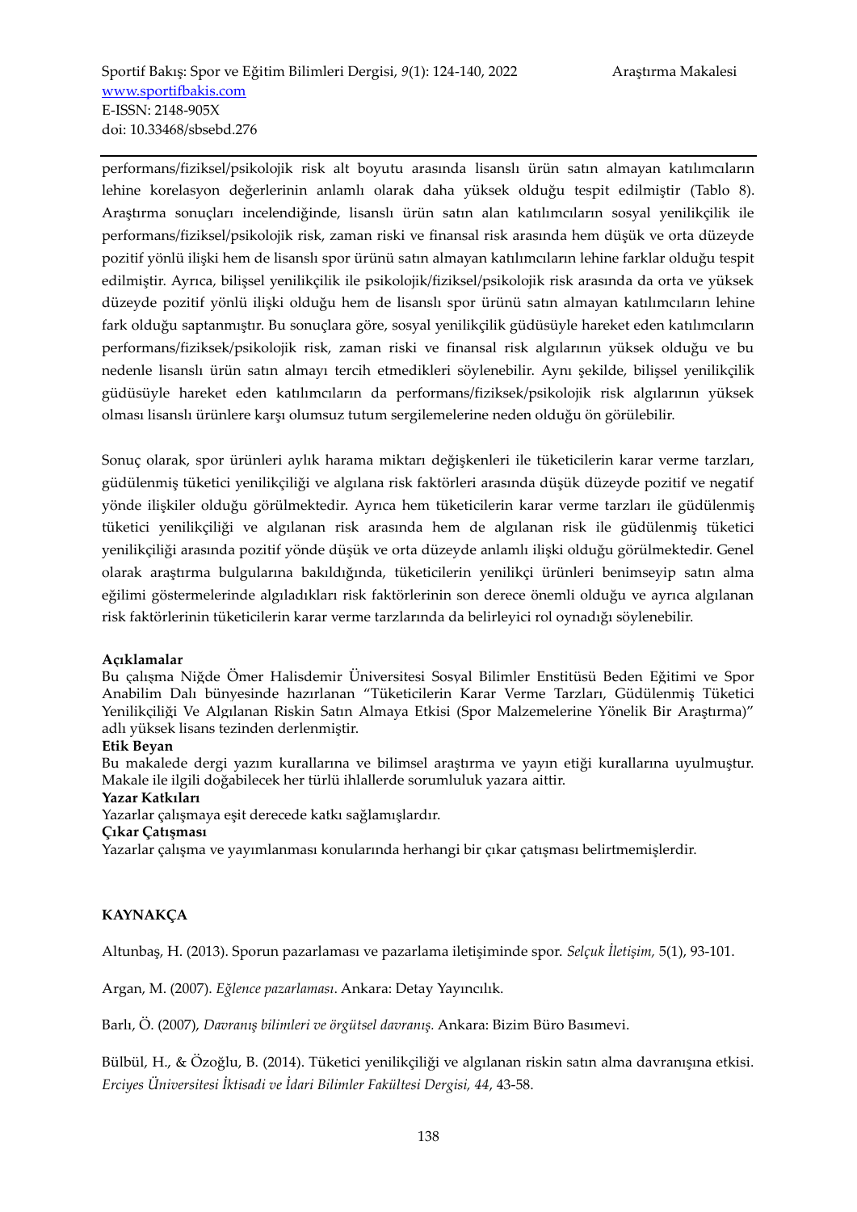performans/fiziksel/psikolojik risk alt boyutu arasında lisanslı ürün satın almayan katılımcıların lehine korelasyon değerlerinin anlamlı olarak daha yüksek olduğu tespit edilmiştir (Tablo 8). Araştırma sonuçları incelendiğinde, lisanslı ürün satın alan katılımcıların sosyal yenilikçilik ile performans/fiziksel/psikolojik risk, zaman riski ve finansal risk arasında hem düşük ve orta düzeyde pozitif yönlü ilişki hem de lisanslı spor ürünü satın almayan katılımcıların lehine farklar olduğu tespit edilmiştir. Ayrıca, bilişsel yenilikçilik ile psikolojik/fiziksel/psikolojik risk arasında da orta ve yüksek düzeyde pozitif yönlü ilişki olduğu hem de lisanslı spor ürünü satın almayan katılımcıların lehine fark olduğu saptanmıştır. Bu sonuçlara göre, sosyal yenilikçilik güdüsüyle hareket eden katılımcıların performans/fiziksek/psikolojik risk, zaman riski ve finansal risk algılarının yüksek olduğu ve bu nedenle lisanslı ürün satın almayı tercih etmedikleri söylenebilir. Aynı şekilde, bilişsel yenilikçilik güdüsüyle hareket eden katılımcıların da performans/fiziksek/psikolojik risk algılarının yüksek olması lisanslı ürünlere karşı olumsuz tutum sergilemelerine neden olduğu ön görülebilir.

Sonuç olarak, spor ürünleri aylık harama miktarı değişkenleri ile tüketicilerin karar verme tarzları, güdülenmiş tüketici yenilikçiliği ve algılana risk faktörleri arasında düşük düzeyde pozitif ve negatif yönde ilişkiler olduğu görülmektedir. Ayrıca hem tüketicilerin karar verme tarzları ile güdülenmiş tüketici yenilikçiliği ve algılanan risk arasında hem de algılanan risk ile güdülenmiş tüketici yenilikçiliği arasında pozitif yönde düşük ve orta düzeyde anlamlı ilişki olduğu görülmektedir. Genel olarak araştırma bulgularına bakıldığında, tüketicilerin yenilikçi ürünleri benimseyip satın alma eğilimi göstermelerinde algıladıkları risk faktörlerinin son derece önemli olduğu ve ayrıca algılanan risk faktörlerinin tüketicilerin karar verme tarzlarında da belirleyici rol oynadığı söylenebilir.

**Açıklamalar**

Bu çalışma Niğde Ömer Halisdemir Üniversitesi Sosyal Bilimler Enstitüsü Beden Eğitimi ve Spor Anabilim Dalı bünyesinde hazırlanan "Tüketicilerin Karar Verme Tarzları, Güdülenmiş Tüketici Yenilikçiliği Ve Algılanan Riskin Satın Almaya Etkisi (Spor Malzemelerine Yönelik Bir Araştırma)" adlı yüksek lisans tezinden derlenmiştir.

**Etik Beyan**

Bu makalede dergi yazım kurallarına ve bilimsel araştırma ve yayın etiği kurallarına uyulmuştur. Makale ile ilgili doğabilecek her türlü ihlallerde sorumluluk yazara aittir.

**Yazar Katkıları**

Yazarlar çalışmaya eşit derecede katkı sağlamışlardır.

**Çıkar Çatışması**

Yazarlar çalışma ve yayımlanması konularında herhangi bir çıkar çatışması belirtmemişlerdir.

## KAYNAKÇA

Altunbaş, H. (2013). Sporun pazarlaması ve pazarlama iletişiminde spor. *Selçuk İletişim,* 5(1), 93-101.

Argan, M. (2007). *Eğlence pazarlaması*. Ankara: Detay Yayıncılık.

Barlı, Ö. (2007), *Davranış bilimleri ve örgütsel davranış.* Ankara: Bizim Büro Basımevi.

Bülbül, H., & Özoğlu, B. (2014). Tüketici yenilikçiliği ve algılanan riskin satın alma davranışına etkisi. *Erciyes Üniversitesi İktisadi ve İdari Bilimler Fakültesi Dergisi, 44*, 43-58.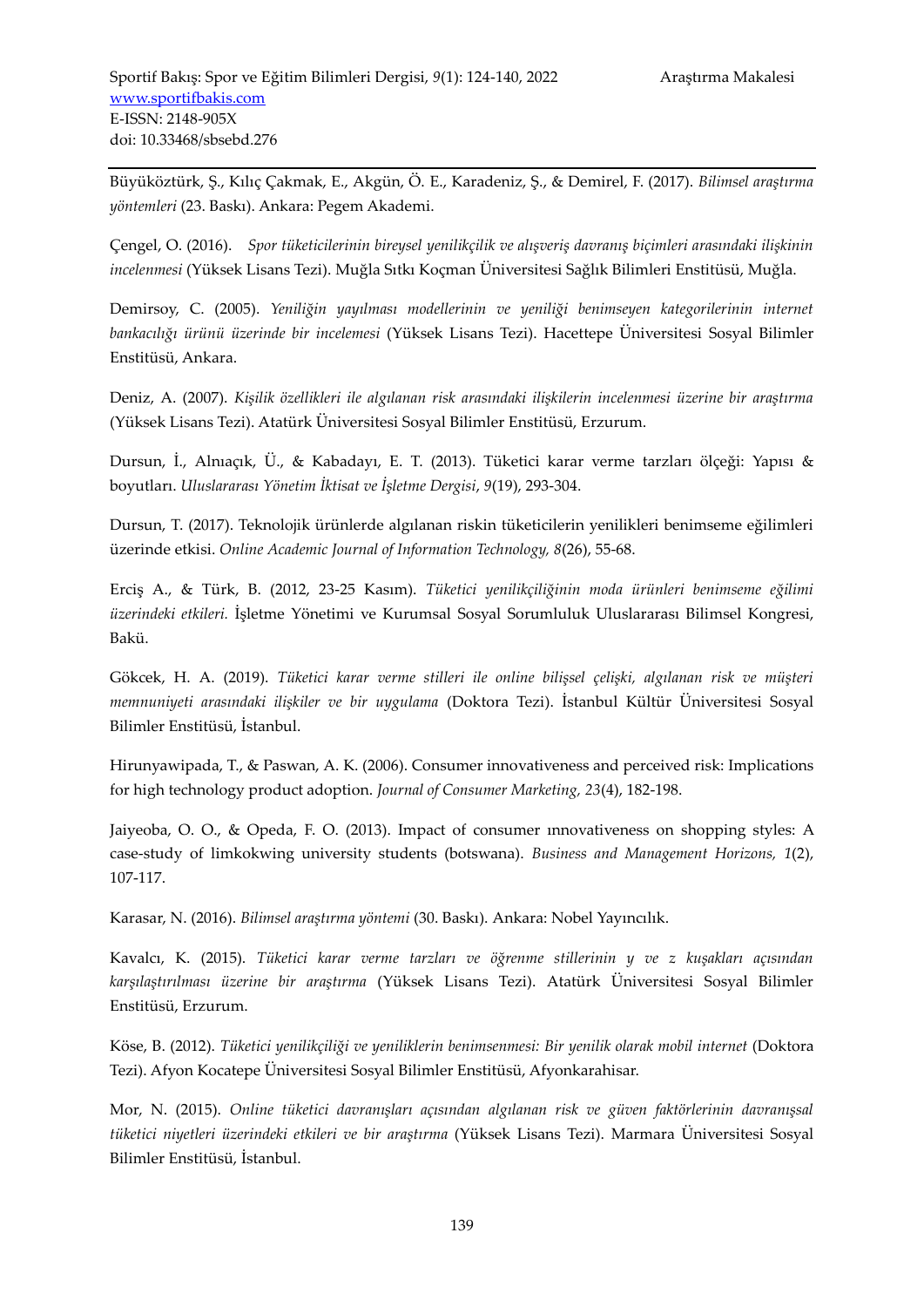Büyüköztürk, Ş., Kılıç Çakmak, E., Akgün, Ö. E., Karadeniz, Ş., & Demirel, F. (2017). *Bilimsel araştırma yöntemleri* (23. Baskı). Ankara: Pegem Akademi.

Çengel, O. (2016). *Spor tüketicilerinin bireysel yenilikçilik ve alışveriş davranış biçimleri arasındaki ilişkinin incelenmesi* (Yüksek Lisans Tezi). Muğla Sıtkı Koçman Üniversitesi Sağlık Bilimleri Enstitüsü, Muğla.

Demirsoy, C. (2005). *Yeniliğin yayılması modellerinin ve yeniliği benimseyen kategorilerinin internet bankacılığı ürünü üzerinde bir incelemesi* (Yüksek Lisans Tezi). Hacettepe Üniversitesi Sosyal Bilimler Enstitüsü, Ankara.

Deniz, A. (2007). *Kişilik özellikleri ile algılanan risk arasındaki ilişkilerin incelenmesi üzerine bir araştırma* (Yüksek Lisans Tezi). Atatürk Üniversitesi Sosyal Bilimler Enstitüsü, Erzurum.

Dursun, İ., Alnıaçık, Ü., & Kabadayı, E. T. (2013). Tüketici karar verme tarzları ölçeği: Yapısı & boyutları. *Uluslararası Yönetim İktisat ve İşletme Dergisi*, *9*(19), 293-304.

Dursun, T. (2017). Teknolojik ürünlerde algılanan riskin tüketicilerin yenilikleri benimseme eğilimleri üzerinde etkisi. *Online Academic Journal of Information Technology, 8*(26), 55-68.

Erciş A., & Türk, B. (2012, 23-25 Kasım). *Tüketici yenilikçiliğinin moda ürünleri benimseme eğilimi üzerindeki etkileri.* İşletme Yönetimi ve Kurumsal Sosyal Sorumluluk Uluslararası Bilimsel Kongresi, Bakü.

Gökcek, H. A. (2019). *Tüketici karar verme stilleri ile online bilişsel çelişki, algılanan risk ve müşteri memnuniyeti arasındaki ilişkiler ve bir uygulama* (Doktora Tezi). İstanbul Kültür Üniversitesi Sosyal Bilimler Enstitüsü, İstanbul.

Hirunyawipada, T., & Paswan, A. K. (2006). Consumer innovativeness and perceived risk: Implications for high technology product adoption. *Journal of Consumer Marketing, 23*(4), 182-198.

Jaiyeoba, O. O., & Opeda, F. O. (2013). Impact of consumer ınnovativeness on shopping styles: A case-study of limkokwing university students (botswana). *Business and Management Horizons, 1*(2), 107-117.

Karasar, N. (2016). *Bilimsel araştırma yöntemi* (30. Baskı). Ankara: Nobel Yayıncılık.

Kavalcı, K. (2015). *Tüketici karar verme tarzları ve öğrenme stillerinin y ve z kuşakları açısından karşılaştırılması üzerine bir araştırma* (Yüksek Lisans Tezi). Atatürk Üniversitesi Sosyal Bilimler Enstitüsü, Erzurum.

Köse, B. (2012). *Tüketici yenilikçiliği ve yeniliklerin benimsenmesi: Bir yenilik olarak mobil internet* (Doktora Tezi). Afyon Kocatepe Üniversitesi Sosyal Bilimler Enstitüsü, Afyonkarahisar.

Mor, N. (2015). *Online tüketici davranışları açısından algılanan risk ve güven faktörlerinin davranışsal tüketici niyetleri üzerindeki etkileri ve bir araştırma* (Yüksek Lisans Tezi). Marmara Üniversitesi Sosyal Bilimler Enstitüsü, İstanbul.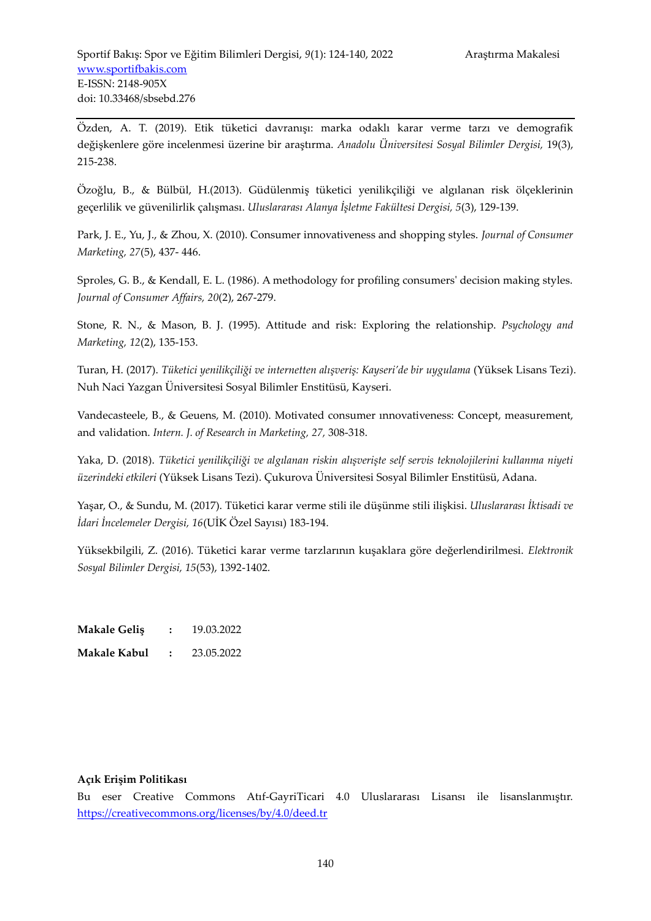Özden, A. T. (2019). Etik tüketici davranışı: marka odaklı karar verme tarzı ve demografik değişkenlere göre incelenmesi üzerine bir araştırma. *Anadolu Üniversitesi Sosyal Bilimler Dergisi,* 19(3), 215-238.

Özoğlu, B., & Bülbül, H.(2013). Güdülenmiş tüketici yenilikçiliği ve algılanan risk ölçeklerinin geçerlilik ve güvenilirlik çalışması. *Uluslararası Alanya İşletme Fakültesi Dergisi, 5*(3), 129-139.

Park, J. E., Yu, J., & Zhou, X. (2010). Consumer innovativeness and shopping styles. *Journal of Consumer Marketing, 27*(5), 437- 446.

Sproles, G. B., & Kendall, E. L. (1986). A methodology for profiling consumers' decision making styles. *Journal of Consumer Affairs, 20*(2), 267-279.

Stone, R. N., & Mason, B. J. (1995). Attitude and risk: Exploring the relationship. *Psychology and Marketing, 12*(2), 135-153.

Turan, H. (2017). *Tüketici yenilikçiliği ve internetten alışveriş: Kayseri'de bir uygulama* (Yüksek Lisans Tezi). Nuh Naci Yazgan Üniversitesi Sosyal Bilimler Enstitüsü, Kayseri.

Vandecasteele, B., & Geuens, M. (2010). Motivated consumer ınnovativeness: Concept, measurement, and validation. *Intern. J. of Research in Marketing, 27,* 308-318.

Yaka, D. (2018). *Tüketici yenilikçiliği ve algılanan riskin alışverişte self servis teknolojilerini kullanma niyeti üzerindeki etkileri* (Yüksek Lisans Tezi). Çukurova Üniversitesi Sosyal Bilimler Enstitüsü, Adana.

Yaşar, O., & Sundu, M. (2017). Tüketici karar verme stili ile düşünme stili ilişkisi. *Uluslararası İktisadi ve İdari İncelemeler Dergisi, 16*(UİK Özel Sayısı) 183-194.

Yüksekbilgili, Z. (2016). Tüketici karar verme tarzlarının kuşaklara göre değerlendirilmesi. *Elektronik Sosyal Bilimler Dergisi, 15*(53), 1392-1402.

**Makale Geliş** : 19.03.2022

**Makale Kabul** : 23.05.2022

**Açık Erişim Politikası**

Bu eser Creative Commons Atıf-GayriTicari 4.0 Uluslararası Lisansı ile lisanslanmıştır. https://creativecommons.org/licenses/by/4.0/deed.tr